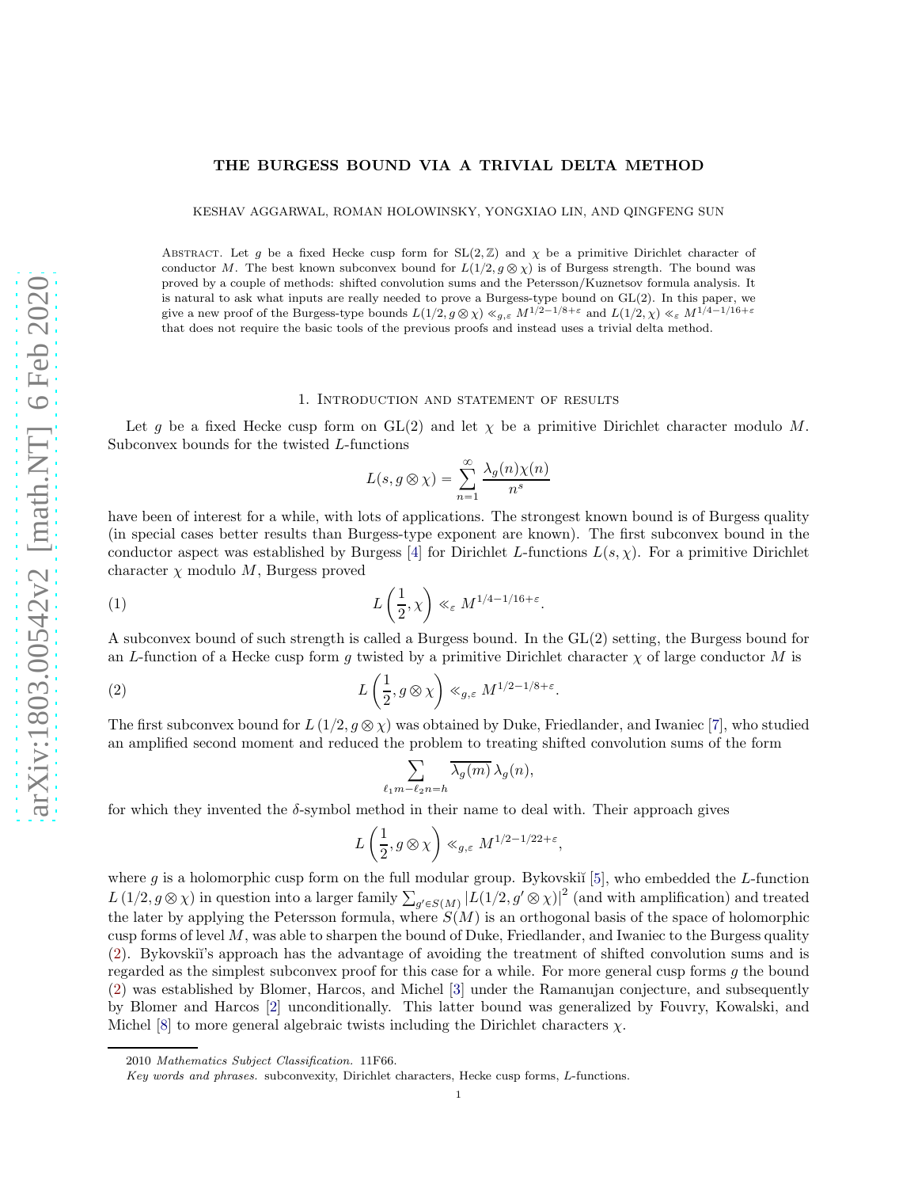# THE BURGESS BOUND VIA A TRIVIAL DELTA METHOD

KESHAV AGGARWAL, ROMAN HOLOWINSKY, YONGXIAO LIN, AND QINGFENG SUN

Abstract. Let $g$ be a fixed Hecke cusp form for $\mathrm{SL}(2,\mathbb{Z})$ and $\chi$ be a primitive Dirichlet character of conductor $M$. The best known subconvex bound for $L(1/2, g\otimes\chi)$ is of Burgess strength. The bound was proved by a couple of methods: shifted convolution sums and the Petersson/Kuznetsov formula analysis. It is natural to ask what inputs are really needed to prove a Burgess-type bound on GL(2). In this paper, we give a new proof of the Burgess-type bounds $L(1/2, g\otimes\chi)\ll_{g,\varepsilon} M^{1/2-1/8+\varepsilon}$ and $L(1/2,\chi)\ll_{\varepsilon} M^{1/4-1/16+\varepsilon}$ that does not require the basic tools of the previous proofs and instead uses a trivial delta method.

## 1. Introduction and statement of results

Let $g$ be a fixed Hecke cusp form on GL(2) and let $\chi$ be a primitive Dirichlet character modulo $M$. Subconvex bounds for the twisted $L$-functions

$$L(s, g\otimes\chi)=\sum_{n=1}^{\infty}\frac{\lambda_g(n)\chi(n)}{n^s}$$

have been of interest for a while, with lots of applications. The strongest known bound is of Burgess quality (in special cases better results than Burgess-type exponent are known). The first subconvex bound in the conductor aspect was established by Burgess [4] for Dirichlet $L$-functions $L(s,\chi)$. For a primitive Dirichlet character $\chi$ modulo $M$, Burgess proved

$$L\left(\frac{1}{2},\chi\right)\ll_{\varepsilon} M^{1/4-1/16+\varepsilon}. \tag{1}$$

A subconvex bound of such strength is called a Burgess bound. In the GL(2) setting, the Burgess bound for an $L$-function of a Hecke cusp form $g$ twisted by a primitive Dirichlet character $\chi$ of large conductor $M$ is

$$L\left(\frac{1}{2}, g\otimes\chi\right)\ll_{g,\varepsilon} M^{1/2-1/8+\varepsilon}. \tag{2}$$

The first subconvex bound for $L\left(1/2, g\otimes\chi\right)$ was obtained by Duke, Friedlander, and Iwaniec [7], who studied an amplified second moment and reduced the problem to treating shifted convolution sums of the form

$$\sum_{\ell_1 m-\ell_2 n=h}\overline{\lambda_g(m)}\,\lambda_g(n),$$

for which they invented the $\delta$-symbol method in their name to deal with. Their approach gives

$$L\left(\frac{1}{2}, g\otimes\chi\right)\ll_{g,\varepsilon} M^{1/2-1/22+\varepsilon},$$

where $g$ is a holomorphic cusp form on the full modular group. Bykovskiĭ [5], who embedded the $L$-function $L\left(1/2, g\otimes\chi\right)$ in question into a larger family $\sum_{g'\in S(M)}\left|L(1/2, g'\otimes\chi)\right|^2$ (and with amplification) and treated the later by applying the Petersson formula, where $S(M)$ is an orthogonal basis of the space of holomorphic cusp forms of level $M$, was able to sharpen the bound of Duke, Friedlander, and Iwaniec to the Burgess quality (2). Bykovskiĭ's approach has the advantage of avoiding the treatment of shifted convolution sums and is regarded as the simplest subconvex proof for this case for a while. For more general cusp forms $g$ the bound (2) was established by Blomer, Harcos, and Michel [3] under the Ramanujan conjecture, and subsequently by Blomer and Harcos [2] unconditionally. This latter bound was generalized by Fouvry, Kowalski, and Michel [8] to more general algebraic twists including the Dirichlet characters $\chi$.

2010 *Mathematics Subject Classification.* 11F66.

*Key words and phrases.* subconvexity, Dirichlet characters, Hecke cusp forms, L-functions.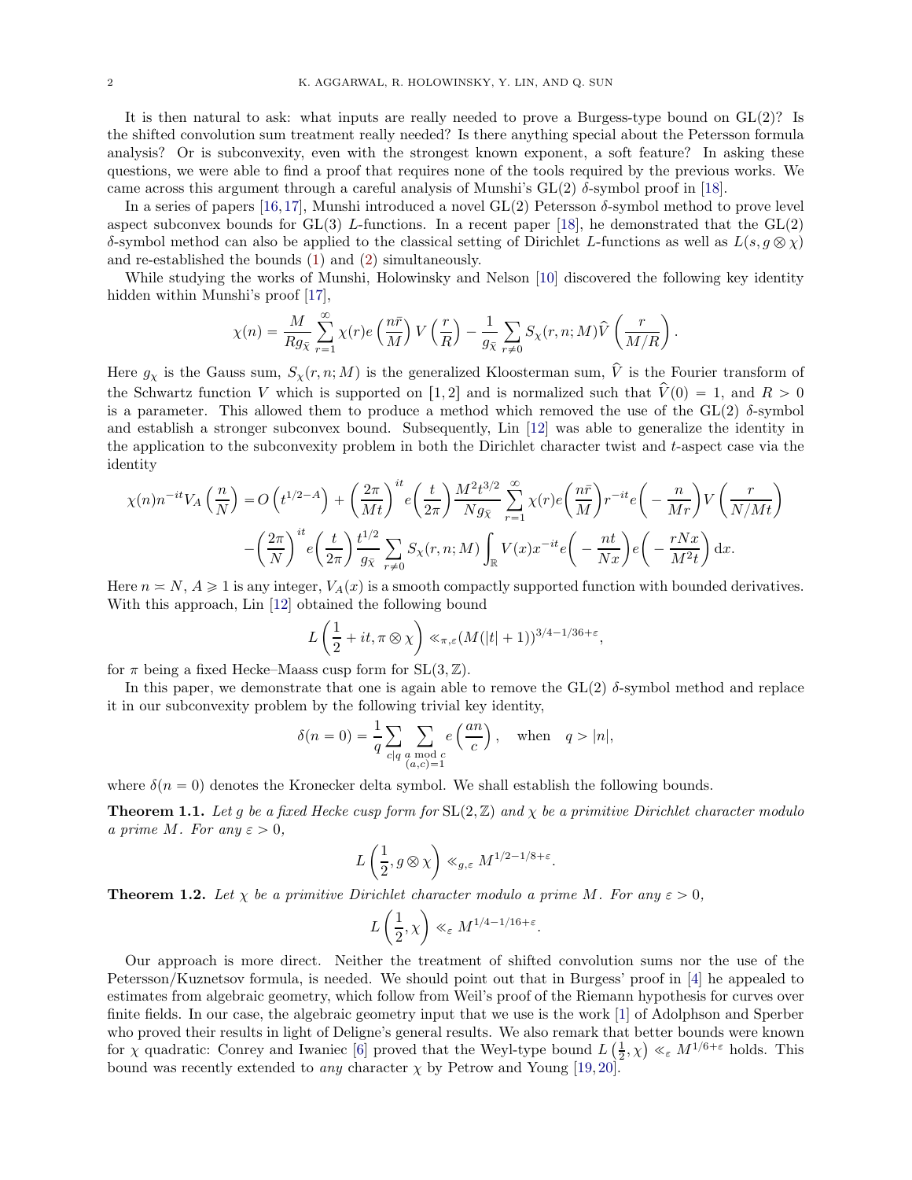It is then natural to ask: what inputs are really needed to prove a Burgess-type bound on GL(2)? Is the shifted convolution sum treatment really needed? Is there anything special about the Petersson formula analysis? Or is subconvexity, even with the strongest known exponent, a soft feature? In asking these questions, we were able to find a proof that requires none of the tools required by the previous works. We came across this argument through a careful analysis of Munshi's GL(2) $\delta$-symbol proof in [18].

In a series of papers [16,17], Munshi introduced a novel GL(2) Petersson $\delta$-symbol method to prove level aspect subconvex bounds for GL(3) $L$-functions. In a recent paper [18], he demonstrated that the GL(2) $\delta$-symbol method can also be applied to the classical setting of Dirichlet $L$-functions as well as $L(s, g \otimes \chi)$ and re-established the bounds (1) and (2) simultaneously.

While studying the works of Munshi, Holowinsky and Nelson [10] discovered the following key identity hidden within Munshi's proof [17],

$$\chi(n) = \frac{M}{R g_{\bar{\chi}}} \sum_{r=1}^{\infty} \chi(r) e\left(\frac{n\bar{r}}{M}\right) V\left(\frac{r}{R}\right) - \frac{1}{g_{\bar{\chi}}} \sum_{r \neq 0} S_{\chi}(r, n; M) \widehat{V}\left(\frac{r}{M/R}\right).$$

Here $g_\chi$ is the Gauss sum, $S_\chi(r, n; M)$ is the generalized Kloosterman sum, $\widehat{V}$ is the Fourier transform of the Schwartz function $V$ which is supported on $[1, 2]$ and is normalized such that $\widehat{V}(0) = 1$, and $R > 0$ is a parameter. This allowed them to produce a method which removed the use of the GL(2) $\delta$-symbol and establish a stronger subconvex bound. Subsequently, Lin [12] was able to generalize the identity in the application to the subconvexity problem in both the Dirichlet character twist and $t$-aspect case via the identity

$$\begin{aligned}
\chi(n) n^{-it} V_A\left(\frac{n}{N}\right) = O\left(t^{1/2-A}\right) + \left(\frac{2\pi}{Mt}\right)^{it} e\left(\frac{t}{2\pi}\right) \frac{M^2 t^{3/2}}{N g_{\bar{\chi}}} \sum_{r=1}^{\infty} \chi(r) e\left(\frac{n\bar{r}}{M}\right) r^{-it} e\left(-\frac{n}{Mr}\right) V\left(\frac{r}{N/Mt}\right) \\
- \left(\frac{2\pi}{N}\right)^{it} e\left(\frac{t}{2\pi}\right) \frac{t^{1/2}}{g_{\bar{\chi}}} \sum_{r \neq 0} S_\chi(r, n; M) \int_{\mathbb{R}} V(x) x^{-it} e\left(-\frac{nt}{Nx}\right) e\left(-\frac{rNx}{M^2 t}\right) \mathrm{d}x.
\end{aligned}$$

Here $n \asymp N$, $A \geqslant 1$ is any integer, $V_A(x)$ is a smooth compactly supported function with bounded derivatives. With this approach, Lin [12] obtained the following bound

$$L\left(\frac{1}{2} + it, \pi \otimes \chi\right) \ll_{\pi, \varepsilon} (M(|t| + 1))^{3/4 - 1/36 + \varepsilon},$$

for $\pi$ being a fixed Hecke–Maass cusp form for $\mathrm{SL}(3, \mathbb{Z})$.

In this paper, we demonstrate that one is again able to remove the GL(2) $\delta$-symbol method and replace it in our subconvexity problem by the following trivial key identity,

$$\delta(n = 0) = \frac{1}{q} \sum_{c \mid q} \sum_{\substack{a \bmod c \\ (a, c) = 1}} e\left(\frac{an}{c}\right), \quad \text{when} \quad q > |n|,$$

where $\delta(n = 0)$ denotes the Kronecker delta symbol. We shall establish the following bounds.

**Theorem 1.1.** *Let $g$ be a fixed Hecke cusp form for $\mathrm{SL}(2, \mathbb{Z})$ and $\chi$ be a primitive Dirichlet character modulo a prime $M$. For any $\varepsilon > 0$,*

$$L\left(\frac{1}{2}, g \otimes \chi\right) \ll_{g, \varepsilon} M^{1/2 - 1/8 + \varepsilon}.$$

**Theorem 1.2.** *Let $\chi$ be a primitive Dirichlet character modulo a prime $M$. For any $\varepsilon > 0$,*

$$L\left(\frac{1}{2}, \chi\right) \ll_{\varepsilon} M^{1/4 - 1/16 + \varepsilon}.$$

Our approach is more direct. Neither the treatment of shifted convolution sums nor the use of the Petersson/Kuznetsov formula, is needed. We should point out that in Burgess' proof in [4] he appealed to estimates from algebraic geometry, which follow from Weil's proof of the Riemann hypothesis for curves over finite fields. In our case, the algebraic geometry input that we use is the work [1] of Adolphson and Sperber who proved their results in light of Deligne's general results. We also remark that better bounds were known for $\chi$ quadratic: Conrey and Iwaniec [6] proved that the Weyl-type bound $L\left(\frac{1}{2}, \chi\right) \ll_{\varepsilon} M^{1/6+\varepsilon}$ holds. This bound was recently extended to *any* character $\chi$ by Petrow and Young [19,20].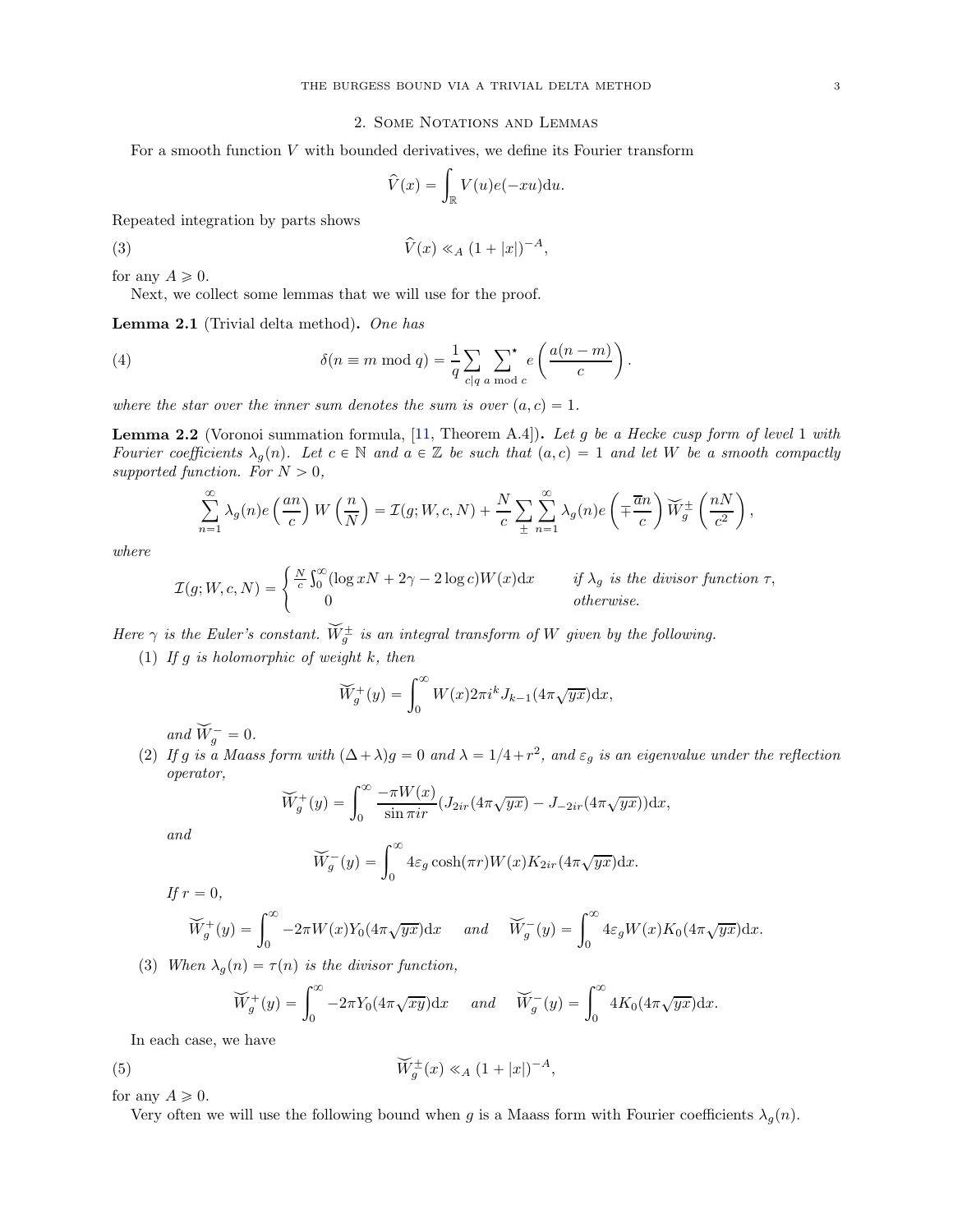## 2. Some Notations and Lemmas

For a smooth function $V$ with bounded derivatives, we define its Fourier transform

$$\widehat{V}(x) = \int_{\mathbb{R}} V(u) e(-xu) \mathrm{d}u.$$

Repeated integration by parts shows

$$\widehat{V}(x) \ll_A (1+|x|)^{-A}, \tag{3}$$

for any $A \geqslant 0$.

Next, we collect some lemmas that we will use for the proof.

**Lemma 2.1** (Trivial delta method)**.** *One has*

$$\delta(n \equiv m \bmod q) = \frac{1}{q} \sum_{c|q} \sideset{}{^\star}\sum_{a \bmod c} e\left(\frac{a(n-m)}{c}\right). \tag{4}$$

*where the star over the inner sum denotes the sum is over $(a,c)=1$.*

**Lemma 2.2** (Voronoi summation formula, [11, Theorem A.4])**.** *Let $g$ be a Hecke cusp form of level 1 with Fourier coefficients $\lambda_g(n)$. Let $c \in \mathbb{N}$ and $a \in \mathbb{Z}$ be such that $(a,c)=1$ and let $W$ be a smooth compactly supported function. For $N>0$,*

$$\sum_{n=1}^{\infty} \lambda_g(n) e\left(\frac{an}{c}\right) W\left(\frac{n}{N}\right) = \mathcal{I}(g; W, c, N) + \frac{N}{c} \sum_{\pm} \sum_{n=1}^{\infty} \lambda_g(n) e\left(\mp \frac{\overline{a}n}{c}\right) \widetilde{W}_g^{\pm}\left(\frac{nN}{c^2}\right),$$

*where*

$$\mathcal{I}(g; W, c, N) = \begin{cases} \frac{N}{c}\int_0^\infty (\log xN + 2\gamma - 2\log c) W(x) \mathrm{d}x & \text{if } \lambda_g \text{ is the divisor function } \tau, \\ 0 & \text{otherwise.} \end{cases}$$

*Here $\gamma$ is the Euler's constant. $\widetilde{W}_g^{\pm}$ is an integral transform of $W$ given by the following.*

1. *If $g$ is holomorphic of weight $k$, then*
$$\widetilde{W}_g^{+}(y) = \int_0^\infty W(x) 2\pi i^k J_{k-1}(4\pi\sqrt{yx}) \mathrm{d}x,$$
*and $\widetilde{W}_g^{-} = 0$.*
2. *If $g$ is a Maass form with $(\Delta + \lambda)g = 0$ and $\lambda = 1/4 + r^2$, and $\varepsilon_g$ is an eigenvalue under the reflection operator,*
$$\widetilde{W}_g^{+}(y) = \int_0^\infty \frac{-\pi W(x)}{\sin \pi i r}(J_{2ir}(4\pi\sqrt{yx}) - J_{-2ir}(4\pi\sqrt{yx})) \mathrm{d}x,$$
*and*
$$\widetilde{W}_g^{-}(y) = \int_0^\infty 4\varepsilon_g \cosh(\pi r) W(x) K_{2ir}(4\pi\sqrt{yx}) \mathrm{d}x.$$
*If $r=0$,*
$$\widetilde{W}_g^{+}(y) = \int_0^\infty -2\pi W(x) Y_0(4\pi\sqrt{yx}) \mathrm{d}x \quad \text{and} \quad \widetilde{W}_g^{-}(y) = \int_0^\infty 4\varepsilon_g W(x) K_0(4\pi\sqrt{yx}) \mathrm{d}x.$$
3. *When $\lambda_g(n) = \tau(n)$ is the divisor function,*
$$\widetilde{W}_g^{+}(y) = \int_0^\infty -2\pi Y_0(4\pi\sqrt{xy}) \mathrm{d}x \quad \text{and} \quad \widetilde{W}_g^{-}(y) = \int_0^\infty 4K_0(4\pi\sqrt{yx}) \mathrm{d}x.$$

In each case, we have

$$\widetilde{W}_g^{\pm}(x) \ll_A (1+|x|)^{-A}, \tag{5}$$

for any $A \geqslant 0$.

Very often we will use the following bound when $g$ is a Maass form with Fourier coefficients $\lambda_g(n)$.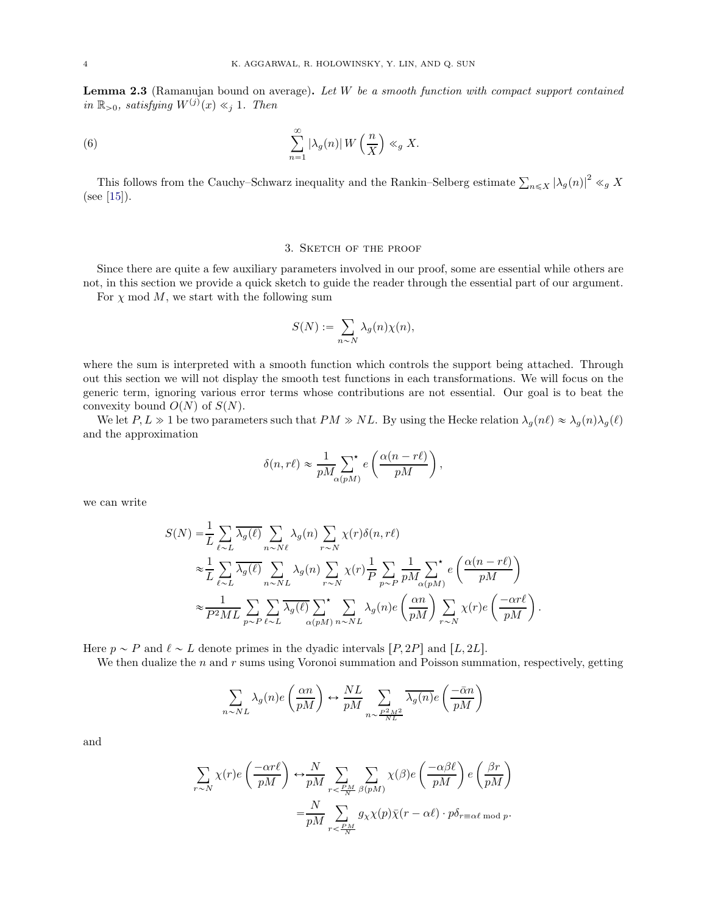**Lemma 2.3** (Ramanujan bound on average)**.** *Let $W$ be a smooth function with compact support contained in $\mathbb{R}_{>0}$, satisfying $W^{(j)}(x) \ll_j 1$. Then*

$$\sum_{n=1}^{\infty} |\lambda_g(n)| \, W\left(\frac{n}{X}\right) \ll_g X. \tag{6}$$

This follows from the Cauchy–Schwarz inequality and the Rankin–Selberg estimate $\sum_{n \leqslant X} |\lambda_g(n)|^2 \ll_g X$ (see [15]).

## 3. Sketch of the proof

Since there are quite a few auxiliary parameters involved in our proof, some are essential while others are not, in this section we provide a quick sketch to guide the reader through the essential part of our argument.

For $\chi$ mod $M$, we start with the following sum

$$S(N) := \sum_{n \sim N} \lambda_g(n) \chi(n),$$

where the sum is interpreted with a smooth function which controls the support being attached. Through out this section we will not display the smooth test functions in each transformations. We will focus on the generic term, ignoring various error terms whose contributions are not essential. Our goal is to beat the convexity bound $O(N)$ of $S(N)$.

We let $P, L \gg 1$ be two parameters such that $PM \gg NL$. By using the Hecke relation $\lambda_g(n\ell) \approx \lambda_g(n)\lambda_g(\ell)$ and the approximation

$$\delta(n, r\ell) \approx \frac{1}{pM} \sideset{}{^\star}\sum_{\alpha(pM)} e\left(\frac{\alpha(n - r\ell)}{pM}\right),$$

we can write

$$\begin{aligned}
S(N) =& \frac{1}{L} \sum_{\ell \sim L} \overline{\lambda_g(\ell)} \sum_{n \sim N\ell} \lambda_g(n) \sum_{r \sim N} \chi(r) \delta(n, r\ell) \\
\approx& \frac{1}{L} \sum_{\ell \sim L} \overline{\lambda_g(\ell)} \sum_{n \sim NL} \lambda_g(n) \sum_{r \sim N} \chi(r) \frac{1}{P} \sum_{p \sim P} \frac{1}{pM} \sideset{}{^\star}\sum_{\alpha(pM)} e\left(\frac{\alpha(n - r\ell)}{pM}\right) \\
\approx& \frac{1}{P^2 ML} \sum_{p \sim P} \sum_{\ell \sim L} \overline{\lambda_g(\ell)} \sideset{}{^\star}\sum_{\alpha(pM)} \sum_{n \sim NL} \lambda_g(n) e\left(\frac{\alpha n}{pM}\right) \sum_{r \sim N} \chi(r) e\left(\frac{-\alpha r \ell}{pM}\right).
\end{aligned}$$

Here $p \sim P$ and $\ell \sim L$ denote primes in the dyadic intervals $[P, 2P]$ and $[L, 2L]$.

We then dualize the $n$ and $r$ sums using Voronoi summation and Poisson summation, respectively, getting

$$\sum_{n \sim NL} \lambda_g(n) e\left(\frac{\alpha n}{pM}\right) \leftrightarrow \frac{NL}{pM} \sum_{n \sim \frac{P^2 M^2}{NL}} \overline{\lambda_g(n)} e\left(\frac{-\bar{\alpha} n}{pM}\right)$$

and

$$\begin{aligned}
\sum_{r \sim N} \chi(r) e\left(\frac{-\alpha r \ell}{pM}\right) \leftrightarrow& \frac{N}{pM} \sum_{r < \frac{PM}{N}} \sum_{\beta(pM)} \chi(\beta) e\left(\frac{-\alpha \beta \ell}{pM}\right) e\left(\frac{\beta r}{pM}\right) \\
=& \frac{N}{pM} \sum_{r < \frac{PM}{N}} g_\chi \chi(p) \bar{\chi}(r - \alpha \ell) \cdot p \delta_{r \equiv \alpha \ell \bmod p}.
\end{aligned}$$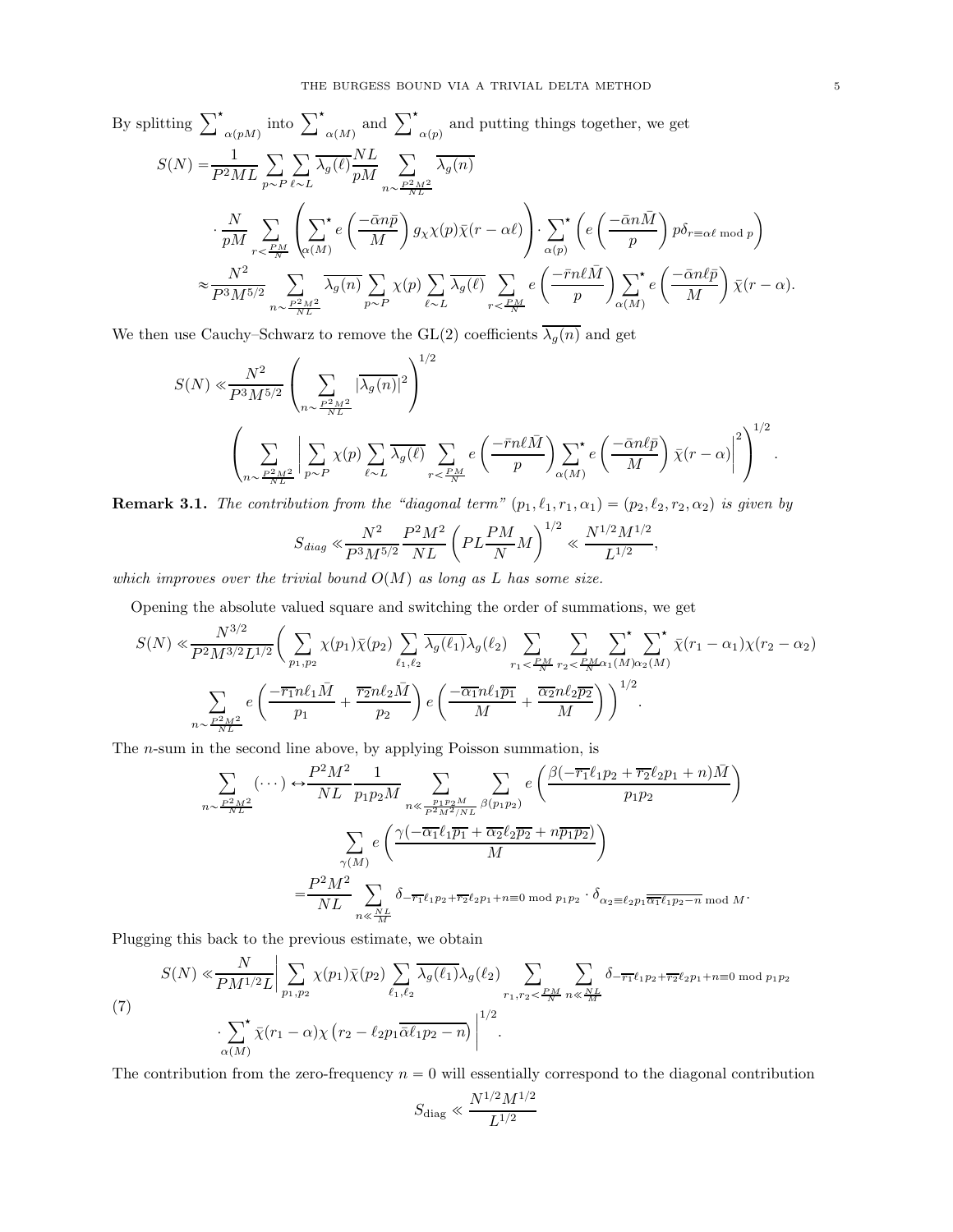By splitting $\sum^{\star}_{\alpha(pM)}$ into $\sum^{\star}_{\alpha(M)}$ and $\sum^{\star}_{\alpha(p)}$ and putting things together, we get

$$
\begin{aligned}
S(N) =& \frac{1}{P^2ML}\sum_{p\sim P}\sum_{\ell\sim L}\overline{\lambda_g(\ell)}\frac{NL}{pM}\sum_{n\sim\frac{P^2M^2}{NL}}\overline{\lambda_g(n)} \\
&\cdot\frac{N}{pM}\sum_{r<\frac{PM}{N}}\left(\sum^{\star}_{\alpha(M)} e\left(\frac{-\bar{\alpha}n\bar{p}}{M}\right)g_\chi\chi(p)\bar{\chi}(r-\alpha\ell)\right)\cdot\sum^{\star}_{\alpha(p)}\left(e\left(\frac{-\bar{\alpha}n\bar{M}}{p}\right)p\delta_{r\equiv\alpha\ell \bmod p}\right) \\
\approx& \frac{N^2}{P^3M^{5/2}}\sum_{n\sim\frac{P^2M^2}{NL}}\overline{\lambda_g(n)}\sum_{p\sim P}\chi(p)\sum_{\ell\sim L}\overline{\lambda_g(\ell)}\sum_{r<\frac{PM}{N}}e\left(\frac{-\bar{r}n\ell\bar{M}}{p}\right)\sum^{\star}_{\alpha(M)}e\left(\frac{-\bar{\alpha}n\ell\bar{p}}{M}\right)\bar{\chi}(r-\alpha).
\end{aligned}
$$

We then use Cauchy–Schwarz to remove the GL(2) coefficients $\overline{\lambda_g(n)}$ and get

$$
\begin{aligned}
S(N) \ll& \frac{N^2}{P^3M^{5/2}}\left(\sum_{n\sim\frac{P^2M^2}{NL}}|\overline{\lambda_g(n)}|^2\right)^{1/2} \\
&\left(\sum_{n\sim\frac{P^2M^2}{NL}}\left|\sum_{p\sim P}\chi(p)\sum_{\ell\sim L}\overline{\lambda_g(\ell)}\sum_{r<\frac{PM}{N}}e\left(\frac{-\bar{r}n\ell\bar{M}}{p}\right)\sum^{\star}_{\alpha(M)}e\left(\frac{-\bar{\alpha}n\ell\bar{p}}{M}\right)\bar{\chi}(r-\alpha)\right|^2\right)^{1/2}.
\end{aligned}
$$

**Remark 3.1.** *The contribution from the "diagonal term" $(p_1,\ell_1,r_1,\alpha_1)=(p_2,\ell_2,r_2,\alpha_2)$ is given by*

$$
S_{diag} \ll \frac{N^2}{P^3M^{5/2}}\frac{P^2M^2}{NL}\left(PL\frac{PM}{N}M\right)^{1/2} \ll \frac{N^{1/2}M^{1/2}}{L^{1/2}},
$$

*which improves over the trivial bound $O(M)$ as long as $L$ has some size.*

Opening the absolute valued square and switching the order of summations, we get

$$
\begin{aligned}
S(N) \ll& \frac{N^{3/2}}{P^2M^{3/2}L^{1/2}}\Bigg(\sum_{p_1,p_2}\chi(p_1)\bar{\chi}(p_2)\sum_{\ell_1,\ell_2}\overline{\lambda_g(\ell_1)}\lambda_g(\ell_2)\sum_{r_1<\frac{PM}{N}}\sum_{r_2<\frac{PM}{N}}\sum^{\star}_{\alpha_1(M)}\sum^{\star}_{\alpha_2(M)}\bar{\chi}(r_1-\alpha_1)\chi(r_2-\alpha_2) \\
&\sum_{n\sim\frac{P^2M^2}{NL}}e\left(\frac{-\overline{r_1}n\ell_1\bar{M}}{p_1}+\frac{\overline{r_2}n\ell_2\bar{M}}{p_2}\right)e\left(\frac{-\overline{\alpha_1}n\ell_1\overline{p_1}}{M}+\frac{\overline{\alpha_2}n\ell_2\overline{p_2}}{M}\right)\Bigg)^{1/2}.
\end{aligned}
$$

The $n$-sum in the second line above, by applying Poisson summation, is

$$
\begin{aligned}
\sum_{n\sim\frac{P^2M^2}{NL}}(\cdots) \leftrightarrow& \frac{P^2M^2}{NL}\frac{1}{p_1p_2M}\sum_{n\ll\frac{p_1p_2M}{P^2M^2/NL}}\sum_{\beta(p_1p_2)}e\left(\frac{\beta(-\overline{r_1}\ell_1p_2+\overline{r_2}\ell_2p_1+n)\bar{M}}{p_1p_2}\right) \\
&\sum_{\gamma(M)}e\left(\frac{\gamma(-\overline{\alpha_1}\ell_1\overline{p_1}+\overline{\alpha_2}\ell_2\overline{p_2}+n\overline{p_1p_2})}{M}\right) \\
=& \frac{P^2M^2}{NL}\sum_{n\ll\frac{NL}{M}}\delta_{-\overline{r_1}\ell_1p_2+\overline{r_2}\ell_2p_1+n\equiv 0 \bmod p_1p_2}\cdot\delta_{\alpha_2\equiv\ell_2p_1\overline{\overline{\alpha_1}\ell_1p_2-n}\bmod M}.
\end{aligned}
$$

Plugging this back to the previous estimate, we obtain

$$
\begin{aligned}
S(N) \ll& \frac{N}{PM^{1/2}L}\Bigg|\sum_{p_1,p_2}\chi(p_1)\bar{\chi}(p_2)\sum_{\ell_1,\ell_2}\overline{\lambda_g(\ell_1)}\lambda_g(\ell_2)\sum_{r_1,r_2<\frac{PM}{N}}\sum_{n\ll\frac{NL}{M}}\delta_{-\overline{r_1}\ell_1p_2+\overline{r_2}\ell_2p_1+n\equiv 0 \bmod p_1p_2} \\
&\cdot\sum^{\star}_{\alpha(M)}\bar{\chi}(r_1-\alpha)\chi\left(r_2-\ell_2p_1\overline{\bar{\alpha}\ell_1p_2-n}\right)\Bigg|^{1/2}. \qquad (7)
\end{aligned}
$$

The contribution from the zero-frequency $n=0$ will essentially correspond to the diagonal contribution

$$
S_{\text{diag}} \ll \frac{N^{1/2}M^{1/2}}{L^{1/2}}
$$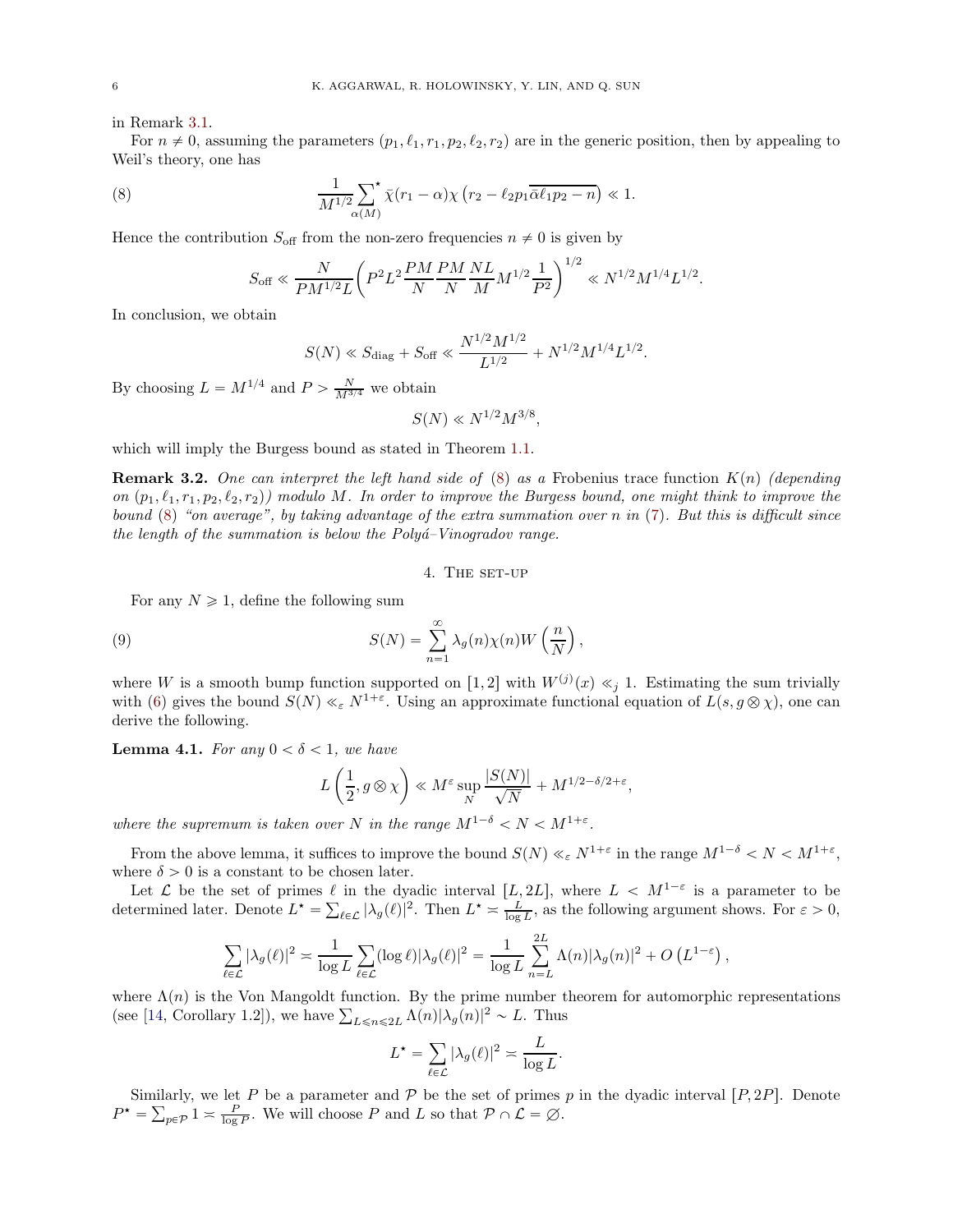in Remark 3.1.

For $n \neq 0$, assuming the parameters $(p_1, \ell_1, r_1, p_2, \ell_2, r_2)$ are in the generic position, then by appealing to Weil's theory, one has

$$\frac{1}{M^{1/2}} \sideset{}{^\star}\sum_{\alpha(M)} \bar{\chi}(r_1 - \alpha)\chi\left(r_2 - \ell_2 p_1 \overline{\bar{\alpha}\ell_1 p_2 - n}\right) \ll 1. \tag{8}$$

Hence the contribution $S_{\text{off}}$ from the non-zero frequencies $n \neq 0$ is given by

$$S_{\text{off}} \ll \frac{N}{PM^{1/2}L}\left(P^2 L^2 \frac{PM}{N}\frac{PM}{N}\frac{NL}{M}M^{1/2}\frac{1}{P^2}\right)^{1/2} \ll N^{1/2}M^{1/4}L^{1/2}.$$

In conclusion, we obtain

$$S(N) \ll S_{\text{diag}} + S_{\text{off}} \ll \frac{N^{1/2}M^{1/2}}{L^{1/2}} + N^{1/2}M^{1/4}L^{1/2}.$$

By choosing $L = M^{1/4}$ and $P > \frac{N}{M^{3/4}}$ we obtain

$$S(N) \ll N^{1/2}M^{3/8},$$

which will imply the Burgess bound as stated in Theorem 1.1.

**Remark 3.2.** *One can interpret the left hand side of* (8) *as a* Frobenius trace function $K(n)$ *(depending on* $(p_1, \ell_1, r_1, p_2, \ell_2, r_2)$*) modulo* $M$*. In order to improve the Burgess bound, one might think to improve the bound* (8) *"on average", by taking advantage of the extra summation over* $n$ *in* (7)*. But this is difficult since the length of the summation is below the Polyá–Vinogradov range.*

## 4. The set-up

For any $N \geqslant 1$, define the following sum

$$S(N) = \sum_{n=1}^{\infty} \lambda_g(n)\chi(n)W\left(\frac{n}{N}\right), \tag{9}$$

where $W$ is a smooth bump function supported on $[1, 2]$ with $W^{(j)}(x) \ll_j 1$. Estimating the sum trivially with (6) gives the bound $S(N) \ll_\varepsilon N^{1+\varepsilon}$. Using an approximate functional equation of $L(s, g \otimes \chi)$, one can derive the following.

**Lemma 4.1.** *For any* $0 < \delta < 1$*, we have*

$$L\left(\frac{1}{2}, g \otimes \chi\right) \ll M^\varepsilon \sup_N \frac{|S(N)|}{\sqrt{N}} + M^{1/2-\delta/2+\varepsilon},$$

*where the supremum is taken over* $N$ *in the range* $M^{1-\delta} < N < M^{1+\varepsilon}$*.*

From the above lemma, it suffices to improve the bound $S(N) \ll_\varepsilon N^{1+\varepsilon}$ in the range $M^{1-\delta} < N < M^{1+\varepsilon}$, where $\delta > 0$ is a constant to be chosen later.

Let $\mathcal{L}$ be the set of primes $\ell$ in the dyadic interval $[L, 2L]$, where $L < M^{1-\varepsilon}$ is a parameter to be determined later. Denote $L^\star = \sum_{\ell \in \mathcal{L}} |\lambda_g(\ell)|^2$. Then $L^\star \asymp \frac{L}{\log L}$, as the following argument shows. For $\varepsilon > 0$,

$$\sum_{\ell \in \mathcal{L}} |\lambda_g(\ell)|^2 \asymp \frac{1}{\log L}\sum_{\ell \in \mathcal{L}} (\log \ell)|\lambda_g(\ell)|^2 = \frac{1}{\log L}\sum_{n=L}^{2L} \Lambda(n)|\lambda_g(n)|^2 + O\left(L^{1-\varepsilon}\right),$$

where $\Lambda(n)$ is the Von Mangoldt function. By the prime number theorem for automorphic representations (see [14, Corollary 1.2]), we have $\sum_{L \leqslant n \leqslant 2L} \Lambda(n)|\lambda_g(n)|^2 \sim L$. Thus

$$L^\star = \sum_{\ell \in \mathcal{L}} |\lambda_g(\ell)|^2 \asymp \frac{L}{\log L}.$$

Similarly, we let $P$ be a parameter and $\mathcal{P}$ be the set of primes $p$ in the dyadic interval $[P, 2P]$. Denote $P^\star = \sum_{p \in \mathcal{P}} 1 \asymp \frac{P}{\log P}$. We will choose $P$ and $L$ so that $\mathcal{P} \cap \mathcal{L} = \varnothing$.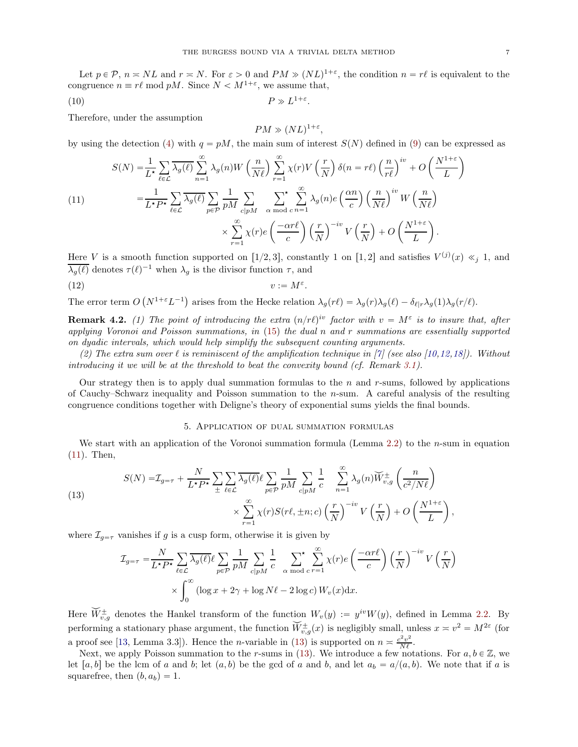Let $p \in \mathcal{P}$, $n \asymp NL$ and $r \asymp N$. For $\varepsilon > 0$ and $PM \gg (NL)^{1+\varepsilon}$, the condition $n = r\ell$ is equivalent to the congruence $n \equiv r\ell \bmod pM$. Since $N < M^{1+\varepsilon}$, we assume that,

$$P \gg L^{1+\varepsilon}. \tag{10}$$

Therefore, under the assumption

$$PM \gg (NL)^{1+\varepsilon},$$

by using the detection (4) with $q = pM$, the main sum of interest $S(N)$ defined in (9) can be expressed as

$$\begin{aligned}
S(N) =& \frac{1}{L^\star} \sum_{\ell \in \mathcal{L}} \overline{\lambda_g(\ell)} \sum_{n=1}^{\infty} \lambda_g(n) W\left(\frac{n}{N\ell}\right) \sum_{r=1}^{\infty} \chi(r) V\left(\frac{r}{N}\right) \delta(n = r\ell) \left(\frac{n}{r\ell}\right)^{iv} + O\left(\frac{N^{1+\varepsilon}}{L}\right) \\
=& \frac{1}{L^\star P^\star} \sum_{\ell \in \mathcal{L}} \overline{\lambda_g(\ell)} \sum_{p \in \mathcal{P}} \frac{1}{pM} \sum_{c \mid pM} \ \sideset{}{^\star}\sum_{\alpha \bmod c} \sum_{n=1}^{\infty} \lambda_g(n) e\left(\frac{\alpha n}{c}\right) \left(\frac{n}{N\ell}\right)^{iv} W\left(\frac{n}{N\ell}\right) \\
& \times \sum_{r=1}^{\infty} \chi(r) e\left(\frac{-\alpha r \ell}{c}\right) \left(\frac{r}{N}\right)^{-iv} V\left(\frac{r}{N}\right) + O\left(\frac{N^{1+\varepsilon}}{L}\right).
\end{aligned} \tag{11}$$

Here $V$ is a smooth function supported on $[1/2, 3]$, constantly 1 on $[1, 2]$ and satisfies $V^{(j)}(x) \ll_j 1$, and $\overline{\lambda_g(\ell)}$ denotes $\tau(\ell)^{-1}$ when $\lambda_g$ is the divisor function $\tau$, and

$$v := M^\varepsilon. \tag{12}$$

The error term $O\left(N^{1+\varepsilon} L^{-1}\right)$ arises from the Hecke relation $\lambda_g(r\ell) = \lambda_g(r)\lambda_g(\ell) - \delta_{\ell \mid r} \lambda_g(1) \lambda_g(r/\ell)$.

**Remark 4.2.** *(1) The point of introducing the extra $(n/r\ell)^{iv}$ factor with $v = M^\varepsilon$ is to insure that, after applying Voronoi and Poisson summations, in (15) the dual $n$ and $r$ summations are essentially supported on dyadic intervals, which would help simplify the subsequent counting arguments.*

*(2) The extra sum over $\ell$ is reminiscent of the amplification technique in [7] (see also [10,12,18]). Without introducing it we will be at the threshold to beat the convexity bound (cf. Remark 3.1).*

Our strategy then is to apply dual summation formulas to the $n$ and $r$-sums, followed by applications of Cauchy–Schwarz inequality and Poisson summation to the $n$-sum. A careful analysis of the resulting congruence conditions together with Deligne's theory of exponential sums yields the final bounds.

## 5. Application of dual summation formulas

We start with an application of the Voronoi summation formula (Lemma 2.2) to the $n$-sum in equation (11). Then,

$$\begin{aligned}
S(N) =& \mathcal{I}_{g=\tau} + \frac{N}{L^\star P^\star} \sum_{\pm} \sum_{\ell \in \mathcal{L}} \overline{\lambda_g(\ell)} \ell \sum_{p \in \mathcal{P}} \frac{1}{pM} \sum_{c \mid pM} \frac{1}{c} \sum_{n=1}^{\infty} \lambda_g(n) \widetilde{W}_{v,g}^{\pm}\left(\frac{n}{c^2/N\ell}\right) \\
& \times \sum_{r=1}^{\infty} \chi(r) S(r\ell, \pm n; c) \left(\frac{r}{N}\right)^{-iv} V\left(\frac{r}{N}\right) + O\left(\frac{N^{1+\varepsilon}}{L}\right),
\end{aligned} \tag{13}$$

where $\mathcal{I}_{g=\tau}$ vanishes if $g$ is a cusp form, otherwise it is given by

$$\begin{aligned}
\mathcal{I}_{g=\tau} =& \frac{N}{L^\star P^\star} \sum_{\ell \in \mathcal{L}} \overline{\lambda_g(\ell)} \ell \sum_{p \in \mathcal{P}} \frac{1}{pM} \sum_{c \mid pM} \frac{1}{c} \ \sideset{}{^\star}\sum_{\alpha \bmod c} \sum_{r=1}^{\infty} \chi(r) e\left(\frac{-\alpha r \ell}{c}\right) \left(\frac{r}{N}\right)^{-iv} V\left(\frac{r}{N}\right) \\
& \times \int_0^\infty \left(\log x + 2\gamma + \log N\ell - 2\log c\right) W_v(x) \mathrm{d}x.
\end{aligned}$$

Here $\widetilde{W}_{v,g}^{\pm}$ denotes the Hankel transform of the function $W_v(y) := y^{iv} W(y)$, defined in Lemma 2.2. By performing a stationary phase argument, the function $\widetilde{W}_{v,g}^{\pm}(x)$ is negligibly small, unless $x \asymp v^2 = M^{2\varepsilon}$ (for a proof see [13, Lemma 3.3]). Hence the $n$-variable in (13) is supported on $n \asymp \frac{c^2 v^2}{N\ell}$.

Next, we apply Poisson summation to the $r$-sums in (13). We introduce a few notations. For $a, b \in \mathbb{Z}$, we let $[a, b]$ be the lcm of $a$ and $b$; let $(a, b)$ be the gcd of $a$ and $b$, and let $a_b = a/(a, b)$. We note that if $a$ is squarefree, then $(b, a_b) = 1$.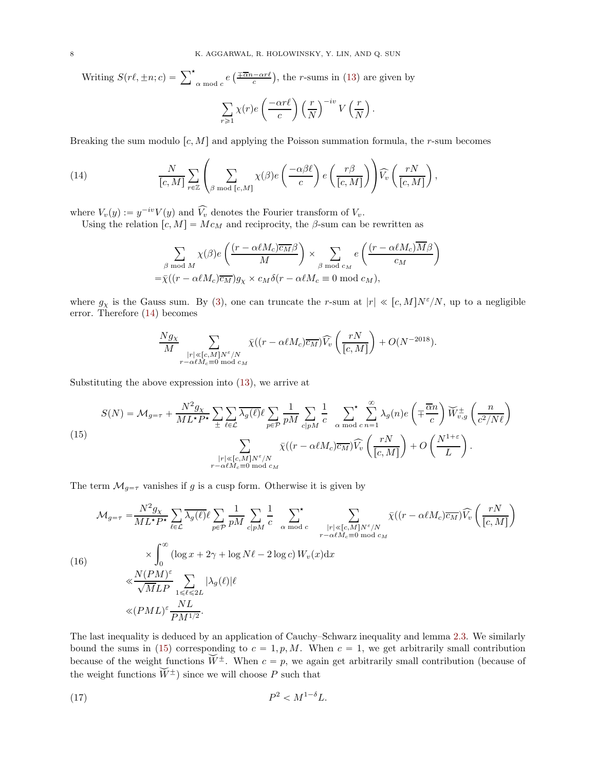Writing $S(r\ell, \pm n; c) = \sum^\star_{\alpha \bmod c} e\left(\frac{\mp\overline{\alpha}n - \alpha r\ell}{c}\right)$, the $r$-sums in (13) are given by

$$\sum_{r\geqslant 1} \chi(r) e\left(\frac{-\alpha r\ell}{c}\right)\left(\frac{r}{N}\right)^{-iv} V\left(\frac{r}{N}\right).$$

Breaking the sum modulo $[c, M]$ and applying the Poisson summation formula, the $r$-sum becomes

$$\frac{N}{[c,M]}\sum_{r\in\mathbb{Z}}\left(\sum_{\beta \bmod [c,M]} \chi(\beta) e\left(\frac{-\alpha\beta\ell}{c}\right) e\left(\frac{r\beta}{[c,M]}\right)\right)\widehat{V_v}\left(\frac{rN}{[c,M]}\right), \tag{14}$$

where $V_v(y) := y^{-iv}V(y)$ and $\widehat{V_v}$ denotes the Fourier transform of $V_v$.

Using the relation $[c, M] = Mc_M$ and reciprocity, the $\beta$-sum can be rewritten as

$$\begin{aligned}
&\sum_{\beta \bmod M} \chi(\beta) e\left(\frac{(r-\alpha\ell M_c)\overline{c_M}\beta}{M}\right) \times \sum_{\beta \bmod c_M} e\left(\frac{(r-\alpha\ell M_c)\overline{M}\beta}{c_M}\right)\\
=&\bar{\chi}((r-\alpha\ell M_c)\overline{c_M}) g_\chi \times c_M \delta(r-\alpha\ell M_c \equiv 0 \bmod c_M),
\end{aligned}$$

where $g_\chi$ is the Gauss sum. By (3), one can truncate the $r$-sum at $|r| \ll [c, M]N^\varepsilon/N$, up to a negligible error. Therefore (14) becomes

$$\frac{Ng_\chi}{M}\sum_{\substack{|r|\ll[c,M]N^\varepsilon/N\\ r-\alpha\ell M_c\equiv 0 \bmod c_M}} \bar{\chi}((r-\alpha\ell M_c)\overline{c_M})\widehat{V_v}\left(\frac{rN}{[c,M]}\right) + O(N^{-2018}).$$

Substituting the above expression into (13), we arrive at

$$\begin{aligned}
S(N) = \mathcal{M}_{g=\tau} + \frac{N^2 g_\chi}{ML^\star P^\star}\sum_\pm \sum_{\ell\in\mathcal{L}} \overline{\lambda_g(\ell)}\ell \sum_{p\in\mathcal{P}}\frac{1}{pM}\sum_{c|pM}\frac{1}{c}\sideset{}{^\star}\sum_{\alpha \bmod c}\sum_{n=1}^\infty \lambda_g(n) e\left(\mp\frac{\overline{\alpha}n}{c}\right)\widetilde{W}^\pm_{v,g}\left(\frac{n}{c^2/N\ell}\right)\\
\sum_{\substack{|r|\ll[c,M]N^\varepsilon/N\\ r-\alpha\ell M_c\equiv 0 \bmod c_M}} \bar{\chi}((r-\alpha\ell M_c)\overline{c_M})\widehat{V_v}\left(\frac{rN}{[c,M]}\right) + O\left(\frac{N^{1+\varepsilon}}{L}\right).
\end{aligned} \tag{15}$$

The term $\mathcal{M}_{g=\tau}$ vanishes if $g$ is a cusp form. Otherwise it is given by

$$\begin{aligned}
\mathcal{M}_{g=\tau} =& \frac{N^2 g_\chi}{ML^\star P^\star}\sum_{\ell\in\mathcal{L}}\overline{\lambda_g(\ell)}\ell\sum_{p\in\mathcal{P}}\frac{1}{pM}\sum_{c|pM}\frac{1}{c}\sideset{}{^\star}\sum_{\alpha \bmod c}\sum_{\substack{|r|\ll[c,M]N^\varepsilon/N\\ r-\alpha\ell M_c\equiv 0 \bmod c_M}}\bar{\chi}((r-\alpha\ell M_c)\overline{c_M})\widehat{V_v}\left(\frac{rN}{[c,M]}\right)\\
&\times\int_0^\infty(\log x + 2\gamma + \log N\ell - 2\log c)\, W_v(x)\mathrm{d}x\\
\ll& \frac{N(PM)^\varepsilon}{\sqrt{M}LP}\sum_{1\leqslant\ell\leqslant 2L}|\lambda_g(\ell)|\ell\\
\ll& (PML)^\varepsilon\frac{NL}{PM^{1/2}}.
\end{aligned} \tag{16}$$

The last inequality is deduced by an application of Cauchy–Schwarz inequality and lemma 2.3. We similarly bound the sums in (15) corresponding to $c = 1, p, M$. When $c = 1$, we get arbitrarily small contribution because of the weight functions $\widetilde{W}^\pm$. When $c = p$, we again get arbitrarily small contribution (because of the weight functions $\widetilde{W}^\pm$) since we will choose $P$ such that

$$P^2 < M^{1-\delta}L. \tag{17}$$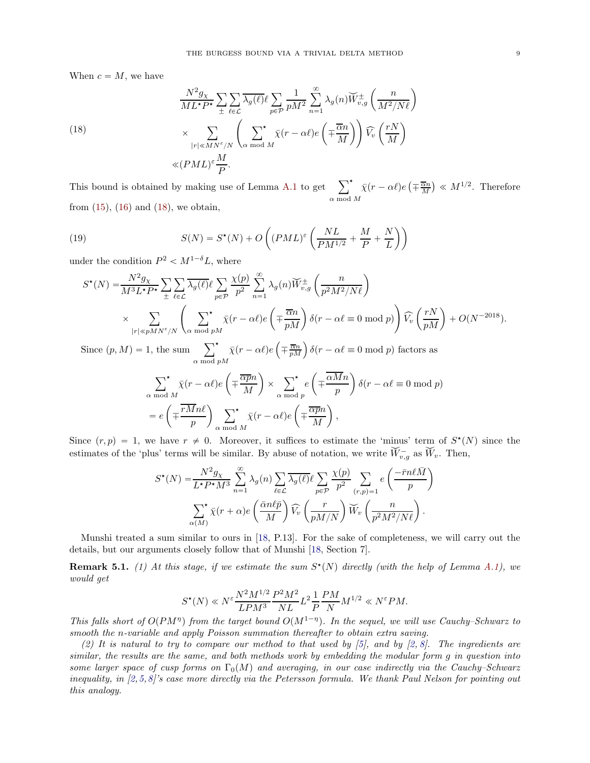When $c = M$, we have

$$
\begin{aligned}
&\frac{N^2 g_\chi}{ML^\star P^\star}\sum_{\pm}\sum_{\ell\in\mathcal{L}}\overline{\lambda_g(\ell)}\ell\sum_{p\in\mathcal{P}}\frac{1}{pM^2}\sum_{n=1}^{\infty}\lambda_g(n)\breve{W}_{v,g}^{\pm}\left(\frac{n}{M^2/N\ell}\right)\\
&\times\sum_{|r|\ll MN^\varepsilon/N}\left(\sideset{}{^\star}\sum_{\alpha \bmod M}\bar{\chi}(r-\alpha\ell)e\left(\mp\frac{\overline{\alpha}n}{M}\right)\right)\widehat{V}_v\left(\frac{rN}{M}\right)\\
&\ll (PML)^\varepsilon\frac{M}{P}.
\end{aligned}
\tag{18}
$$

This bound is obtained by making use of Lemma A.1 to get $\sideset{}{^\star}\sum_{\alpha \bmod M}\bar{\chi}(r-\alpha\ell)e\left(\mp\frac{\overline{\alpha}n}{M}\right) \ll M^{1/2}$. Therefore from (15), (16) and (18), we obtain,

$$
S(N) = S^\star(N) + O\left((PML)^\varepsilon\left(\frac{NL}{PM^{1/2}}+\frac{M}{P}+\frac{N}{L}\right)\right)
\tag{19}
$$

under the condition $P^2 < M^{1-\delta}L$, where

$$
\begin{aligned}
S^\star(N) =&\frac{N^2 g_\chi}{M^3L^\star P^\star}\sum_{\pm}\sum_{\ell\in\mathcal{L}}\overline{\lambda_g(\ell)}\ell\sum_{p\in\mathcal{P}}\frac{\chi(p)}{p^2}\sum_{n=1}^{\infty}\lambda_g(n)\breve{W}_{v,g}^{\pm}\left(\frac{n}{p^2M^2/N\ell}\right)\\
&\times\sum_{|r|\ll pMN^\varepsilon/N}\left(\sideset{}{^\star}\sum_{\alpha \bmod pM}\bar{\chi}(r-\alpha\ell)e\left(\mp\frac{\overline{\alpha}n}{pM}\right)\delta(r-\alpha\ell\equiv 0 \bmod p)\right)\widehat{V}_v\left(\frac{rN}{pM}\right)+O(N^{-2018}).
\end{aligned}
$$

Since $(p,M)=1$, the sum $\sideset{}{^\star}\sum_{\alpha \bmod pM}\bar{\chi}(r-\alpha\ell)e\left(\mp\frac{\overline{\alpha}n}{pM}\right)\delta(r-\alpha\ell\equiv 0 \bmod p)$ factors as

$$
\begin{aligned}
&\sideset{}{^\star}\sum_{\alpha \bmod M}\bar{\chi}(r-\alpha\ell)e\left(\mp\frac{\overline{\alpha p}n}{M}\right)\times\sideset{}{^\star}\sum_{\alpha \bmod p}e\left(\mp\frac{\overline{\alpha M}n}{p}\right)\delta(r-\alpha\ell\equiv 0 \bmod p)\\
&=e\left(\mp\frac{\overline{rM}n\ell}{p}\right)\sideset{}{^\star}\sum_{\alpha \bmod M}\bar{\chi}(r-\alpha\ell)e\left(\mp\frac{\overline{\alpha p}n}{M}\right),
\end{aligned}
$$

Since $(r,p)=1$, we have $r\neq 0$. Moreover, it suffices to estimate the 'minus' term of $S^\star(N)$ since the estimates of the 'plus' terms will be similar. By abuse of notation, we write $\breve{W}_{v,g}^{-}$ as $\breve{W}_v$. Then,

$$
\begin{aligned}
S^\star(N) =&\frac{N^2 g_\chi}{L^\star P^\star M^3}\sum_{n=1}^{\infty}\lambda_g(n)\sum_{\ell\in\mathcal{L}}\overline{\lambda_g(\ell)}\ell\sum_{p\in\mathcal{P}}\frac{\chi(p)}{p^2}\sum_{(r,p)=1}e\left(\frac{-\bar{r}n\ell\bar{M}}{p}\right)\\
&\sideset{}{^\star}\sum_{\alpha(M)}\bar{\chi}(r+\alpha)e\left(\frac{\bar{\alpha}n\ell\bar{p}}{M}\right)\widehat{V}_v\left(\frac{r}{pM/N}\right)\breve{W}_v\left(\frac{n}{p^2M^2/N\ell}\right).
\end{aligned}
$$

Munshi treated a sum similar to ours in [18, P.13]. For the sake of completeness, we will carry out the details, but our arguments closely follow that of Munshi [18, Section 7].

**Remark 5.1.** *(1) At this stage, if we estimate the sum $S^\star(N)$ directly (with the help of Lemma A.1), we would get*

$$
S^\star(N) \ll N^\varepsilon\frac{N^2M^{1/2}}{LPM^3}\frac{P^2M^2}{NL}L^2\frac{1}{P}\frac{PM}{N}M^{1/2}\ll N^\varepsilon PM.
$$

*This falls short of $O(PM^\eta)$ from the target bound $O(M^{1-\eta})$. In the sequel, we will use Cauchy–Schwarz to smooth the n-variable and apply Poisson summation thereafter to obtain extra saving.*

*(2) It is natural to try to compare our method to that used by [5], and by [2, 8]. The ingredients are similar, the results are the same, and both methods work by embedding the modular form g in question into some larger space of cusp forms on $\Gamma_0(M)$ and averaging, in our case indirectly via the Cauchy–Schwarz inequality, in [2, 5, 8]'s case more directly via the Petersson formula. We thank Paul Nelson for pointing out this analogy.*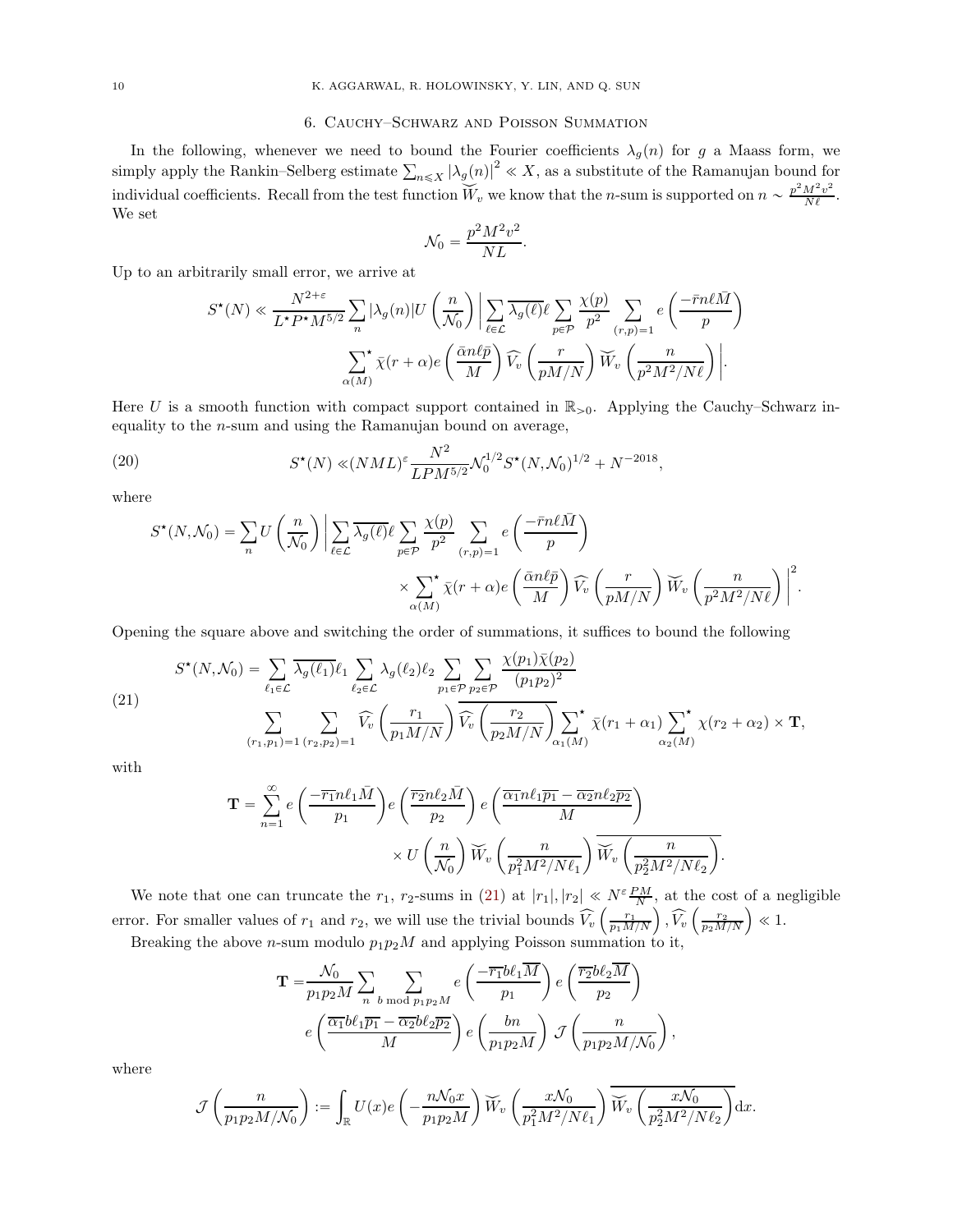## 6. Cauchy–Schwarz and Poisson Summation

In the following, whenever we need to bound the Fourier coefficients $\lambda_g(n)$ for $g$ a Maass form, we simply apply the Rankin–Selberg estimate $\sum_{n\leqslant X}|\lambda_g(n)|^2 \ll X$, as a substitute of the Ramanujan bound for individual coefficients. Recall from the test function $\widetilde{W}_v$ we know that the $n$-sum is supported on $n \sim \frac{p^2M^2v^2}{N\ell}$. We set

$$\mathcal{N}_0 = \frac{p^2M^2v^2}{NL}.$$

Up to an arbitrarily small error, we arrive at

$$S^\star(N) \ll \frac{N^{2+\varepsilon}}{L^\star P^\star M^{5/2}} \sum_n |\lambda_g(n)| U\left(\frac{n}{\mathcal{N}_0}\right) \Big| \sum_{\ell\in\mathcal{L}} \overline{\lambda_g(\ell)}\ell \sum_{p\in\mathcal{P}} \frac{\chi(p)}{p^2} \sum_{(r,p)=1} e\left(\frac{-\bar{r}n\ell\bar{M}}{p}\right)$$
$$\sideset{}{^\star}\sum_{\alpha(M)} \bar{\chi}(r+\alpha) e\left(\frac{\bar{\alpha}n\ell\bar{p}}{M}\right) \widehat{V_v}\left(\frac{r}{pM/N}\right) \widetilde{W}_v\left(\frac{n}{p^2M^2/N\ell}\right)\Big|.$$

Here $U$ is a smooth function with compact support contained in $\mathbb{R}_{>0}$. Applying the Cauchy–Schwarz inequality to the $n$-sum and using the Ramanujan bound on average,

$$S^\star(N) \ll (NML)^\varepsilon \frac{N^2}{LPM^{5/2}} \mathcal{N}_0^{1/2} S^\star(N,\mathcal{N}_0)^{1/2} + N^{-2018}, \tag{20}$$

where

$$S^\star(N,\mathcal{N}_0) = \sum_n U\left(\frac{n}{\mathcal{N}_0}\right) \Big| \sum_{\ell\in\mathcal{L}} \overline{\lambda_g(\ell)}\ell \sum_{p\in\mathcal{P}} \frac{\chi(p)}{p^2} \sum_{(r,p)=1} e\left(\frac{-\bar{r}n\ell\bar{M}}{p}\right)$$
$$\times \sideset{}{^\star}\sum_{\alpha(M)} \bar{\chi}(r+\alpha) e\left(\frac{\bar{\alpha}n\ell\bar{p}}{M}\right) \widehat{V_v}\left(\frac{r}{pM/N}\right) \widetilde{W}_v\left(\frac{n}{p^2M^2/N\ell}\right)\Big|^2.$$

Opening the square above and switching the order of summations, it suffices to bound the following

$$\begin{aligned} S^\star(N,\mathcal{N}_0) = &\sum_{\ell_1\in\mathcal{L}} \overline{\lambda_g(\ell_1)}\ell_1 \sum_{\ell_2\in\mathcal{L}} \lambda_g(\ell_2)\ell_2 \sum_{p_1\in\mathcal{P}}\sum_{p_2\in\mathcal{P}} \frac{\chi(p_1)\bar{\chi}(p_2)}{(p_1p_2)^2} \\ &\sum_{(r_1,p_1)=1}\sum_{(r_2,p_2)=1} \widehat{V_v}\left(\frac{r_1}{p_1M/N}\right)\overline{\widehat{V_v}\left(\frac{r_2}{p_2M/N}\right)} \sideset{}{^\star}\sum_{\alpha_1(M)} \bar{\chi}(r_1+\alpha_1) \sideset{}{^\star}\sum_{\alpha_2(M)} \chi(r_2+\alpha_2) \times \mathbf{T}, \end{aligned} \tag{21}$$

with

$$\mathbf{T} = \sum_{n=1}^\infty e\left(\frac{-\overline{r_1}n\ell_1\bar{M}}{p_1}\right) e\left(\frac{\overline{r_2}n\ell_2\bar{M}}{p_2}\right) e\left(\frac{\overline{\alpha_1}n\ell_1\overline{p_1} - \overline{\alpha_2}n\ell_2\overline{p_2}}{M}\right)$$
$$\times U\left(\frac{n}{\mathcal{N}_0}\right) \widetilde{W}_v\left(\frac{n}{p_1^2M^2/N\ell_1}\right) \overline{\widetilde{W}_v\left(\frac{n}{p_2^2M^2/N\ell_2}\right)}.$$

We note that one can truncate the $r_1$, $r_2$-sums in (21) at $|r_1|,|r_2| \ll N^\varepsilon \frac{PM}{N}$, at the cost of a negligible error. For smaller values of $r_1$ and $r_2$, we will use the trivial bounds $\widehat{V_v}\left(\frac{r_1}{p_1M/N}\right), \widehat{V_v}\left(\frac{r_2}{p_2M/N}\right) \ll 1$.

Breaking the above $n$-sum modulo $p_1p_2M$ and applying Poisson summation to it,

$$\mathbf{T} = \frac{\mathcal{N}_0}{p_1p_2M} \sum_n \sum_{b \bmod p_1p_2M} e\left(\frac{-\overline{r_1}b\ell_1\overline{M}}{p_1}\right) e\left(\frac{\overline{r_2}b\ell_2\overline{M}}{p_2}\right)$$
$$e\left(\frac{\overline{\alpha_1}b\ell_1\overline{p_1} - \overline{\alpha_2}b\ell_2\overline{p_2}}{M}\right) e\left(\frac{bn}{p_1p_2M}\right) \mathcal{J}\left(\frac{n}{p_1p_2M/\mathcal{N}_0}\right),$$

where

$$\mathcal{J}\left(\frac{n}{p_1p_2M/\mathcal{N}_0}\right) := \int_{\mathbb{R}} U(x) e\left(-\frac{n\mathcal{N}_0x}{p_1p_2M}\right) \widetilde{W}_v\left(\frac{x\mathcal{N}_0}{p_1^2M^2/N\ell_1}\right) \overline{\widetilde{W}_v\left(\frac{x\mathcal{N}_0}{p_2^2M^2/N\ell_2}\right)} \mathrm{d}x.$$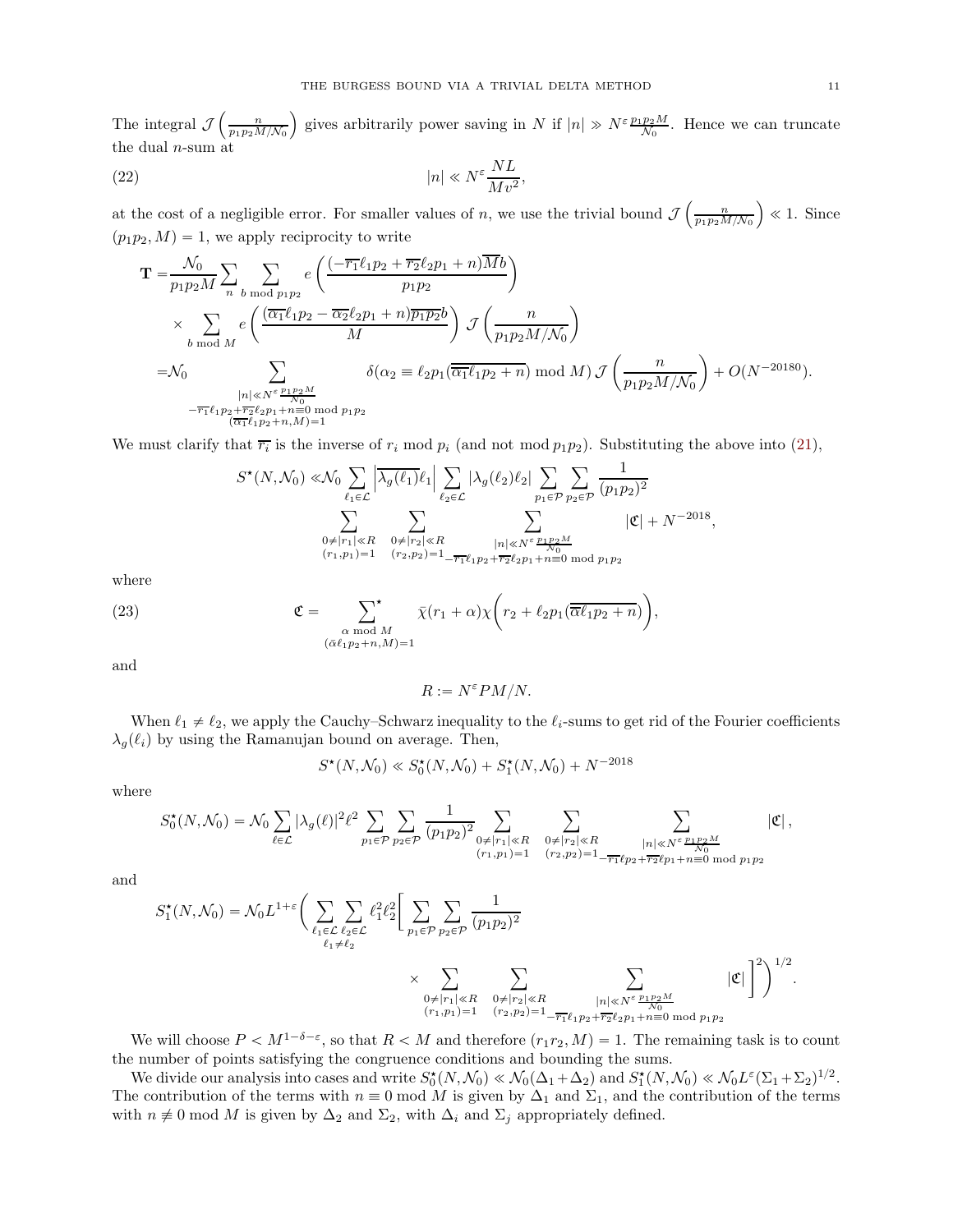The integral $\mathcal{J}\left(\frac{n}{p_1p_2M/\mathcal{N}_0}\right)$ gives arbitrarily power saving in $N$ if $|n| \gg N^{\varepsilon}\frac{p_1p_2M}{\mathcal{N}_0}$. Hence we can truncate the dual $n$-sum at

$$|n| \ll N^{\varepsilon}\frac{NL}{Mv^2}, \tag{22}$$

at the cost of a negligible error. For smaller values of $n$, we use the trivial bound $\mathcal{J}\left(\frac{n}{p_1p_2M/\mathcal{N}_0}\right) \ll 1$. Since $(p_1p_2, M) = 1$, we apply reciprocity to write

$$\begin{aligned}
\mathbf{T} =& \frac{\mathcal{N}_0}{p_1p_2M}\sum_n \sum_{b \bmod p_1p_2} e\left(\frac{(-\overline{r_1}\ell_1p_2 + \overline{r_2}\ell_2p_1 + n)\overline{M}b}{p_1p_2}\right) \\
&\times \sum_{b \bmod M} e\left(\frac{(\overline{\alpha_1}\ell_1p_2 - \overline{\alpha_2}\ell_2p_1 + n)\overline{p_1p_2}b}{M}\right)\mathcal{J}\left(\frac{n}{p_1p_2M/\mathcal{N}_0}\right) \\
=& \mathcal{N}_0 \sum_{\substack{|n| \ll N^{\varepsilon}\frac{p_1p_2M}{\mathcal{N}_0} \\ -\overline{r_1}\ell_1p_2 + \overline{r_2}\ell_2p_1 + n \equiv 0 \bmod p_1p_2 \\ (\overline{\alpha_1}\ell_1p_2 + n, M) = 1}} \delta(\alpha_2 \equiv \ell_2p_1(\overline{\overline{\alpha_1}\ell_1p_2 + n}) \bmod M)\,\mathcal{J}\left(\frac{n}{p_1p_2M/\mathcal{N}_0}\right) + O(N^{-20180}).
\end{aligned}$$

We must clarify that $\overline{r_i}$ is the inverse of $r_i \bmod p_i$ (and not $\bmod\, p_1p_2$). Substituting the above into (21),

$$\begin{aligned}
S^{\star}(N, \mathcal{N}_0) \ll& \mathcal{N}_0 \sum_{\ell_1 \in \mathcal{L}} \left|\overline{\lambda_g(\ell_1)}\ell_1\right| \sum_{\ell_2 \in \mathcal{L}} |\lambda_g(\ell_2)\ell_2| \sum_{p_1 \in \mathcal{P}} \sum_{p_2 \in \mathcal{P}} \frac{1}{(p_1p_2)^2} \\
&\sum_{\substack{0 \neq |r_1| \ll R \\ (r_1, p_1) = 1}} \sum_{\substack{0 \neq |r_2| \ll R \\ (r_2, p_2) = 1}} \sum_{\substack{|n| \ll N^{\varepsilon}\frac{p_1p_2M}{\mathcal{N}_0} \\ -\overline{r_1}\ell_1p_2 + \overline{r_2}\ell_2p_1 + n \equiv 0 \bmod p_1p_2}} |\mathfrak{C}| + N^{-2018},
\end{aligned}$$

where

$$\mathfrak{C} = \sideset{}{^\star}\sum_{\substack{\alpha \bmod M \\ (\bar{\alpha}\ell_1p_2 + n, M) = 1}} \bar{\chi}(r_1 + \alpha)\chi\left(r_2 + \ell_2p_1(\overline{\overline{\alpha}\ell_1p_2 + n})\right), \tag{23}$$

and

$$R := N^{\varepsilon}PM/N.$$

When $\ell_1 \neq \ell_2$, we apply the Cauchy–Schwarz inequality to the $\ell_i$-sums to get rid of the Fourier coefficients $\lambda_g(\ell_i)$ by using the Ramanujan bound on average. Then,

$$S^{\star}(N, \mathcal{N}_0) \ll S_0^{\star}(N, \mathcal{N}_0) + S_1^{\star}(N, \mathcal{N}_0) + N^{-2018}$$

where

$$S_0^{\star}(N, \mathcal{N}_0) = \mathcal{N}_0 \sum_{\ell \in \mathcal{L}} |\lambda_g(\ell)|^2\ell^2 \sum_{p_1 \in \mathcal{P}} \sum_{p_2 \in \mathcal{P}} \frac{1}{(p_1p_2)^2} \sum_{\substack{0 \neq |r_1| \ll R \\ (r_1, p_1) = 1}} \sum_{\substack{0 \neq |r_2| \ll R \\ (r_2, p_2) = 1}} \sum_{\substack{|n| \ll N^{\varepsilon}\frac{p_1p_2M}{\mathcal{N}_0} \\ -\overline{r_1}\ell p_2 + \overline{r_2}\ell p_1 + n \equiv 0 \bmod p_1p_2}} |\mathfrak{C}|,$$

and

$$\begin{aligned}
S_1^{\star}(N, \mathcal{N}_0) = \mathcal{N}_0L^{1+\varepsilon}\Bigg(& \sum_{\substack{\ell_1 \in \mathcal{L} \\ \ell_1 \neq \ell_2}} \sum_{\ell_2 \in \mathcal{L}} \ell_1^2\ell_2^2 \Bigg[\sum_{p_1 \in \mathcal{P}} \sum_{p_2 \in \mathcal{P}} \frac{1}{(p_1p_2)^2} \\
&\times \sum_{\substack{0 \neq |r_1| \ll R \\ (r_1, p_1) = 1}} \sum_{\substack{0 \neq |r_2| \ll R \\ (r_2, p_2) = 1}} \sum_{\substack{|n| \ll N^{\varepsilon}\frac{p_1p_2M}{\mathcal{N}_0} \\ -\overline{r_1}\ell_1p_2 + \overline{r_2}\ell_2p_1 + n \equiv 0 \bmod p_1p_2}} |\mathfrak{C}|\Bigg]^2\Bigg)^{1/2}.
\end{aligned}$$

We will choose $P < M^{1-\delta-\varepsilon}$, so that $R < M$ and therefore $(r_1r_2, M) = 1$. The remaining task is to count the number of points satisfying the congruence conditions and bounding the sums.

We divide our analysis into cases and write $S_0^{\star}(N, \mathcal{N}_0) \ll \mathcal{N}_0(\Delta_1 + \Delta_2)$ and $S_1^{\star}(N, \mathcal{N}_0) \ll \mathcal{N}_0L^{\varepsilon}(\Sigma_1 + \Sigma_2)^{1/2}$. The contribution of the terms with $n \equiv 0 \bmod M$ is given by $\Delta_1$ and $\Sigma_1$, and the contribution of the terms with $n \not\equiv 0 \bmod M$ is given by $\Delta_2$ and $\Sigma_2$, with $\Delta_i$ and $\Sigma_j$ appropriately defined.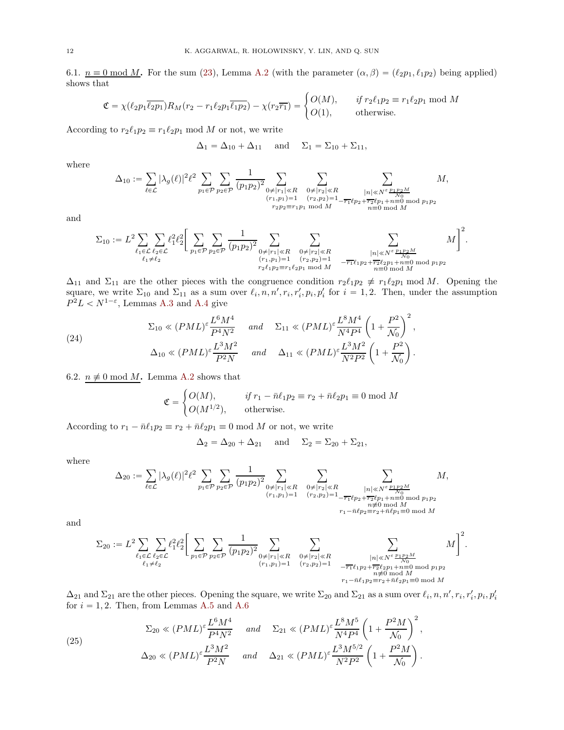6.1. $\underline{n \equiv 0 \bmod M}$**.** For the sum (23), Lemma A.2 (with the parameter $(\alpha, \beta) = (\ell_2 p_1, \ell_1 p_2)$ being applied) shows that

$$\mathfrak{C} = \chi(\ell_2 p_1 \overline{\ell_2 p_1}) R_M(r_2 - r_1 \ell_2 p_1 \overline{\ell_1 p_2}) - \chi(r_2 \overline{r_1}) = \begin{cases} O(M), & \text{if } r_2 \ell_1 p_2 \equiv r_1 \ell_2 p_1 \bmod M \\ O(1), & \text{otherwise.} \end{cases}$$

According to $r_2 \ell_1 p_2 \equiv r_1 \ell_2 p_1 \bmod M$ or not, we write

$$\Delta_1 = \Delta_{10} + \Delta_{11} \quad \text{ and } \quad \Sigma_1 = \Sigma_{10} + \Sigma_{11},$$

where

$$\Delta_{10} := \sum_{\ell \in \mathcal{L}} |\lambda_g(\ell)|^2 \ell^2 \sum_{p_1 \in \mathcal{P}} \sum_{p_2 \in \mathcal{P}} \frac{1}{(p_1 p_2)^2} \sum_{\substack{0 \neq |r_1| \ll R \\ (r_1, p_1) = 1 \\ r_2 p_2 \equiv r_1 p_1 \bmod M}} \sum_{\substack{0 \neq |r_2| \ll R \\ (r_2, p_2) = 1}} \sum_{\substack{|n| \ll N^{\varepsilon} \frac{p_1 p_2 M}{\mathcal{N}_0} \\ -\overline{r_1} \ell p_2 + \overline{r_2} \ell p_1 + n \equiv 0 \bmod p_1 p_2 \\ n \equiv 0 \bmod M}} M,$$

and

$$\Sigma_{10} := L^2 \sum_{\substack{\ell_1 \in \mathcal{L} \\ \ell_1 \neq \ell_2}} \sum_{\ell_2 \in \mathcal{L}} \ell_1^2 \ell_2^2 \Bigg[ \sum_{p_1 \in \mathcal{P}} \sum_{p_2 \in \mathcal{P}} \frac{1}{(p_1 p_2)^2} \sum_{\substack{0 \neq |r_1| \ll R \\ (r_1, p_1) = 1 \\ r_2 \ell_1 p_2 \equiv r_1 \ell_2 p_1 \bmod M}} \sum_{\substack{0 \neq |r_2| \ll R \\ (r_2, p_2) = 1}} \sum_{\substack{|n| \ll N^{\varepsilon} \frac{p_1 p_2 M}{\mathcal{N}_0} \\ -\overline{r_1} \ell_1 p_2 + \overline{r_2} \ell_2 p_1 + n \equiv 0 \bmod p_1 p_2 \\ n \equiv 0 \bmod M}} M \Bigg]^2.$$

$\Delta_{11}$ and $\Sigma_{11}$ are the other pieces with the congruence condition $r_2 \ell_1 p_2 \not\equiv r_1 \ell_2 p_1 \bmod M$. Opening the square, we write $\Sigma_{10}$ and $\Sigma_{11}$ as a sum over $\ell_i, n, n', r_i, r_i', p_i, p_i'$ for $i = 1, 2$. Then, under the assumption $P^2 L < N^{1-\varepsilon}$, Lemmas A.3 and A.4 give

$$\begin{aligned} &\Sigma_{10} \ll (PML)^{\varepsilon} \frac{L^6 M^4}{P^4 N^2} \quad \text{ and } \quad \Sigma_{11} \ll (PML)^{\varepsilon} \frac{L^8 M^4}{N^4 P^4} \left(1 + \frac{P^2}{\mathcal{N}_0}\right)^2, \\ &\Delta_{10} \ll (PML)^{\varepsilon} \frac{L^3 M^2}{P^2 N} \quad \text{ and } \quad \Delta_{11} \ll (PML)^{\varepsilon} \frac{L^3 M^2}{N^2 P^2} \left(1 + \frac{P^2}{\mathcal{N}_0}\right). \end{aligned} \tag{24}$$

6.2. $\underline{n \not\equiv 0 \bmod M}$**.** Lemma A.2 shows that

$$\mathfrak{C} = \begin{cases} O(M), & \text{if } r_1 - \bar{n} \ell_1 p_2 \equiv r_2 + \bar{n} \ell_2 p_1 \equiv 0 \bmod M \\ O(M^{1/2}), & \text{otherwise.} \end{cases}$$

According to $r_1 - \bar{n} \ell_1 p_2 \equiv r_2 + \bar{n} \ell_2 p_1 \equiv 0 \bmod M$ or not, we write

$$\Delta_2 = \Delta_{20} + \Delta_{21} \quad \text{ and } \quad \Sigma_2 = \Sigma_{20} + \Sigma_{21},$$

where

$$\Delta_{20} := \sum_{\ell \in \mathcal{L}} |\lambda_g(\ell)|^2 \ell^2 \sum_{p_1 \in \mathcal{P}} \sum_{p_2 \in \mathcal{P}} \frac{1}{(p_1 p_2)^2} \sum_{\substack{0 \neq |r_1| \ll R \\ (r_1, p_1) = 1}} \sum_{\substack{0 \neq |r_2| \ll R \\ (r_2, p_2) = 1}} \sum_{\substack{|n| \ll N^{\varepsilon} \frac{p_1 p_2 M}{\mathcal{N}_0} \\ -\overline{r_1} \ell p_2 + \overline{r_2} \ell p_1 + n \equiv 0 \bmod p_1 p_2 \\ n \not\equiv 0 \bmod M \\ r_1 - \bar{n} \ell p_2 \equiv r_2 + \bar{n} \ell p_1 \equiv 0 \bmod M}} M,$$

and

$$\Sigma_{20} := L^2 \sum_{\substack{\ell_1 \in \mathcal{L} \\ \ell_1 \neq \ell_2}} \sum_{\ell_2 \in \mathcal{L}} \ell_1^2 \ell_2^2 \Bigg[ \sum_{p_1 \in \mathcal{P}} \sum_{p_2 \in \mathcal{P}} \frac{1}{(p_1 p_2)^2} \sum_{\substack{0 \neq |r_1| \ll R \\ (r_1, p_1) = 1}} \sum_{\substack{0 \neq |r_2| \ll R \\ (r_2, p_2) = 1}} \sum_{\substack{|n| \ll N^{\varepsilon} \frac{p_1 p_2 M}{\mathcal{N}_0} \\ -\overline{r_1} \ell_1 p_2 + \overline{r_2} \ell_2 p_1 + n \equiv 0 \bmod p_1 p_2 \\ n \not\equiv 0 \bmod M \\ r_1 - \bar{n} \ell_1 p_2 \equiv r_2 + \bar{n} \ell_2 p_1 \equiv 0 \bmod M}} M \Bigg]^2.$$

$\Delta_{21}$ and $\Sigma_{21}$ are the other pieces. Opening the square, we write $\Sigma_{20}$ and $\Sigma_{21}$ as a sum over $\ell_i, n, n', r_i, r_i', p_i, p_i'$ for $i = 1, 2$. Then, from Lemmas A.5 and A.6

$$\begin{aligned} &\Sigma_{20} \ll (PML)^{\varepsilon} \frac{L^6 M^4}{P^4 N^2} \quad \text{ and } \quad \Sigma_{21} \ll (PML)^{\varepsilon} \frac{L^8 M^5}{N^4 P^4} \left(1 + \frac{P^2 M}{\mathcal{N}_0}\right)^2, \\ &\Delta_{20} \ll (PML)^{\varepsilon} \frac{L^3 M^2}{P^2 N} \quad \text{ and } \quad \Delta_{21} \ll (PML)^{\varepsilon} \frac{L^3 M^{5/2}}{N^2 P^2} \left(1 + \frac{P^2 M}{\mathcal{N}_0}\right). \end{aligned} \tag{25}$$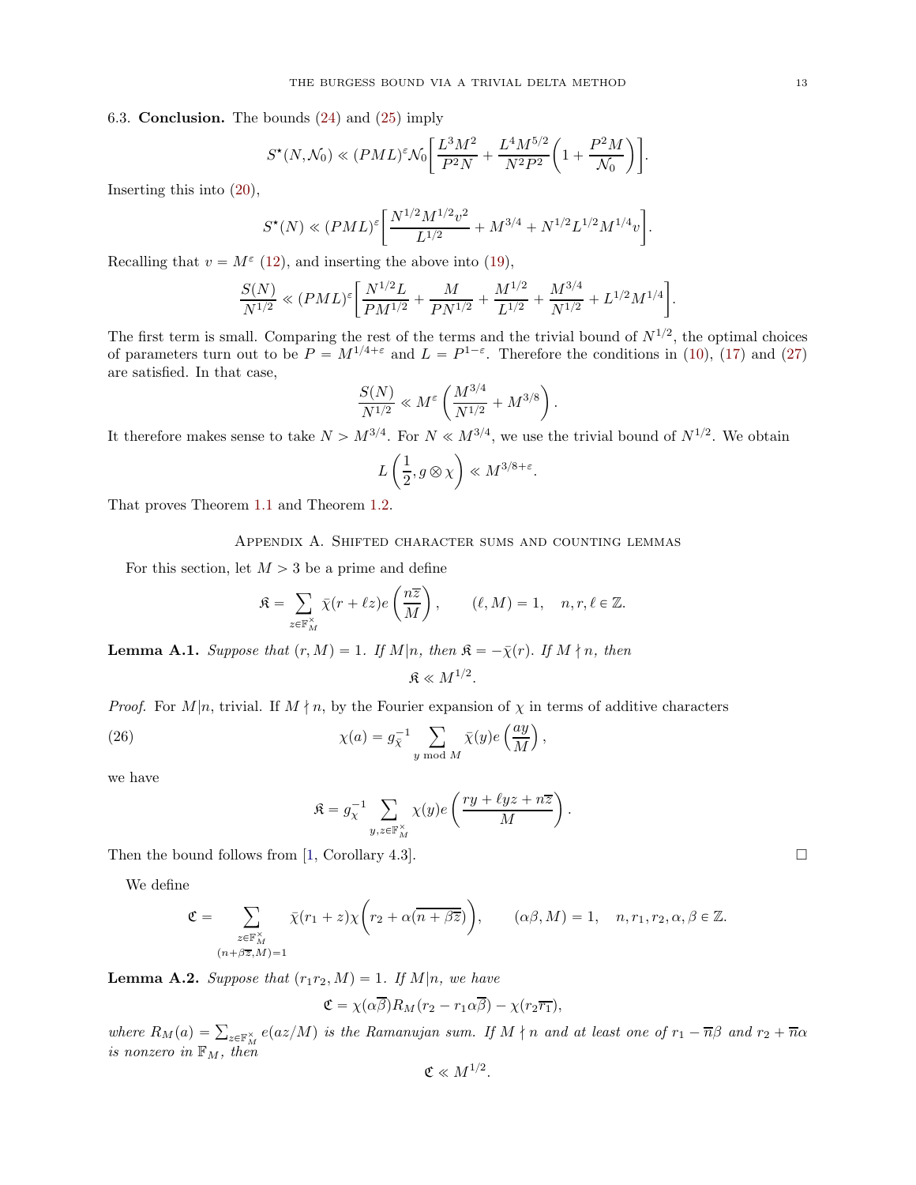### 6.3. **Conclusion.**

The bounds (24) and (25) imply

$$S^\star(N,\mathcal{N}_0) \ll (PML)^\varepsilon \mathcal{N}_0\left[\frac{L^3M^2}{P^2N} + \frac{L^4M^{5/2}}{N^2P^2}\left(1+\frac{P^2M}{\mathcal{N}_0}\right)\right].$$

Inserting this into (20),

$$S^\star(N) \ll (PML)^\varepsilon\left[\frac{N^{1/2}M^{1/2}v^2}{L^{1/2}} + M^{3/4} + N^{1/2}L^{1/2}M^{1/4}v\right].$$

Recalling that $v = M^\varepsilon$ (12), and inserting the above into (19),

$$\frac{S(N)}{N^{1/2}} \ll (PML)^\varepsilon\left[\frac{N^{1/2}L}{PM^{1/2}} + \frac{M}{PN^{1/2}} + \frac{M^{1/2}}{L^{1/2}} + \frac{M^{3/4}}{N^{1/2}} + L^{1/2}M^{1/4}\right].$$

The first term is small. Comparing the rest of the terms and the trivial bound of $N^{1/2}$, the optimal choices of parameters turn out to be $P = M^{1/4+\varepsilon}$ and $L = P^{1-\varepsilon}$. Therefore the conditions in (10), (17) and (27) are satisfied. In that case,

$$\frac{S(N)}{N^{1/2}} \ll M^\varepsilon\left(\frac{M^{3/4}}{N^{1/2}} + M^{3/8}\right).$$

It therefore makes sense to take $N > M^{3/4}$. For $N \ll M^{3/4}$, we use the trivial bound of $N^{1/2}$. We obtain

$$L\left(\frac{1}{2}, g\otimes\chi\right) \ll M^{3/8+\varepsilon}.$$

That proves Theorem 1.1 and Theorem 1.2.

## Appendix A. Shifted character sums and counting lemmas

For this section, let $M > 3$ be a prime and define

$$\mathfrak{K} = \sum_{z\in\mathbb{F}_M^\times} \bar{\chi}(r+\ell z)e\left(\frac{n\bar{z}}{M}\right), \qquad (\ell, M) = 1, \quad n, r, \ell \in \mathbb{Z}.$$

**Lemma A.1.** *Suppose that $(r, M) = 1$. If $M|n$, then $\mathfrak{K} = -\bar{\chi}(r)$. If $M \nmid n$, then*

$$\mathfrak{K} \ll M^{1/2}.$$

*Proof.* For $M|n$, trivial. If $M \nmid n$, by the Fourier expansion of $\chi$ in terms of additive characters

$$\chi(a) = g_{\bar{\chi}}^{-1}\sum_{y \bmod M}\bar{\chi}(y)e\left(\frac{ay}{M}\right), \tag{26}$$

we have

$$\mathfrak{K} = g_\chi^{-1}\sum_{y,z\in\mathbb{F}_M^\times}\chi(y)e\left(\frac{ry+\ell yz+n\bar{z}}{M}\right).$$

Then the bound follows from [1, Corollary 4.3]. □

We define

$$\mathfrak{C} = \sum_{\substack{z\in\mathbb{F}_M^\times\\ (n+\beta\bar{z},M)=1}} \bar{\chi}(r_1+z)\chi\left(r_2+\alpha(\overline{n+\beta\bar{z}})\right), \qquad (\alpha\beta, M) = 1, \quad n, r_1, r_2, \alpha, \beta \in \mathbb{Z}.$$

**Lemma A.2.** *Suppose that $(r_1r_2, M) = 1$. If $M|n$, we have*

$$\mathfrak{C} = \chi(\alpha\bar{\beta})R_M(r_2 - r_1\alpha\bar{\beta}) - \chi(r_2\overline{r_1}),$$

*where $R_M(a) = \sum_{z\in\mathbb{F}_M^\times} e(az/M)$ is the Ramanujan sum. If $M \nmid n$ and at least one of $r_1 - \bar{n}\beta$ and $r_2 + \bar{n}\alpha$ is nonzero in $\mathbb{F}_M$, then*

$$\mathfrak{C} \ll M^{1/2}.$$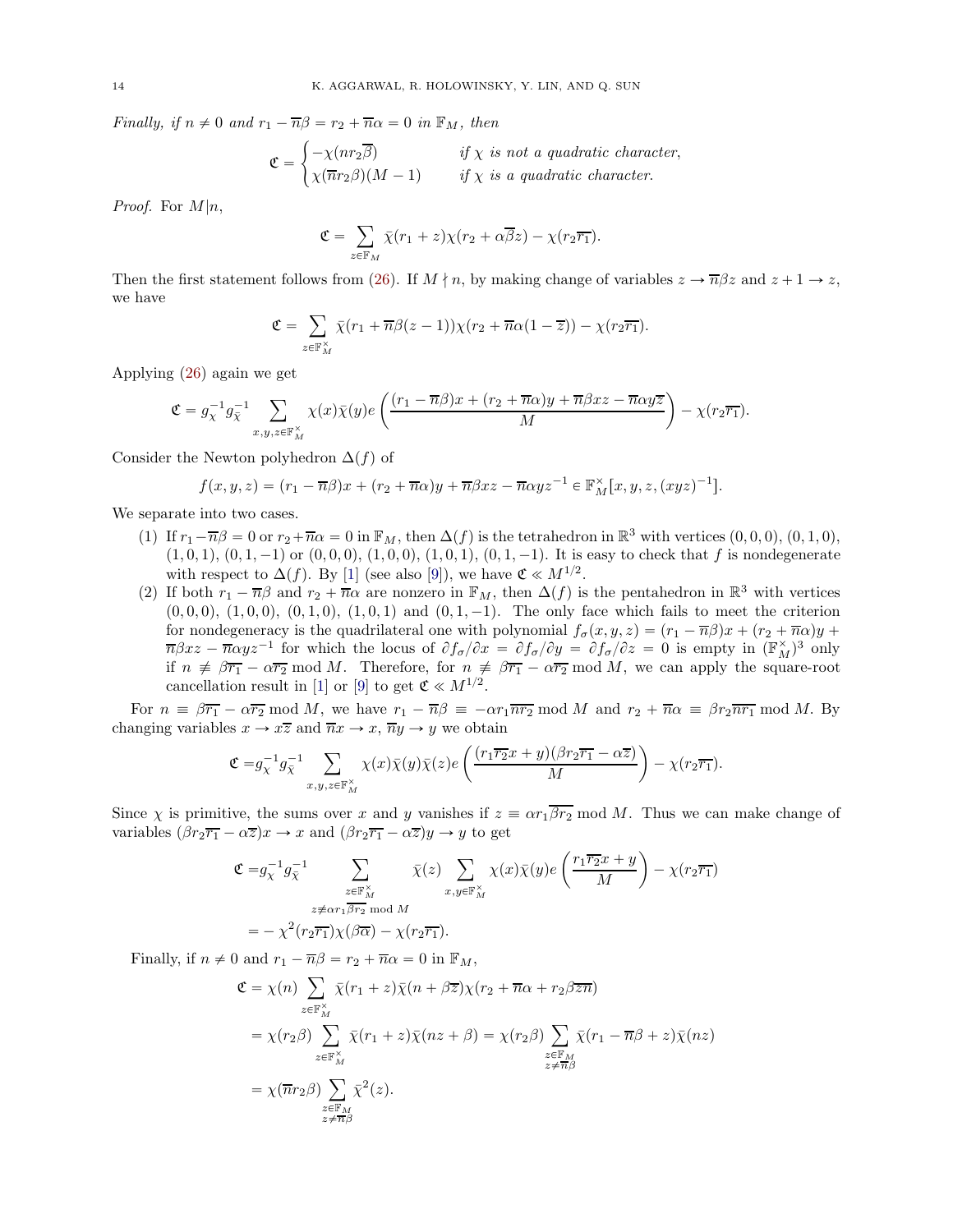*Finally, if $n \neq 0$ and $r_1 - \overline{n}\beta = r_2 + \overline{n}\alpha = 0$ in $\mathbb{F}_M$, then*

$$\mathfrak{C} = \begin{cases} -\chi(nr_2\overline{\beta}) & \textit{if } \chi \textit{ is not a quadratic character,} \\ \chi(\overline{n}r_2\beta)(M-1) & \textit{if } \chi \textit{ is a quadratic character.} \end{cases}$$

*Proof.* For $M|n$,

$$\mathfrak{C} = \sum_{z \in \mathbb{F}_M} \bar{\chi}(r_1 + z)\chi(r_2 + \alpha\overline{\beta}z) - \chi(r_2\overline{r_1}).$$

Then the first statement follows from (26). If $M \nmid n$, by making change of variables $z \to \overline{n}\beta z$ and $z + 1 \to z$, we have

$$\mathfrak{C} = \sum_{z \in \mathbb{F}_M^\times} \bar{\chi}(r_1 + \overline{n}\beta(z-1))\chi(r_2 + \overline{n}\alpha(1 - \overline{z})) - \chi(r_2\overline{r_1}).$$

Applying (26) again we get

$$\mathfrak{C} = g_\chi^{-1} g_{\bar{\chi}}^{-1} \sum_{x,y,z \in \mathbb{F}_M^\times} \chi(x)\bar{\chi}(y)e\left(\frac{(r_1 - \overline{n}\beta)x + (r_2 + \overline{n}\alpha)y + \overline{n}\beta xz - \overline{n}\alpha y\overline{z}}{M}\right) - \chi(r_2\overline{r_1}).$$

Consider the Newton polyhedron $\Delta(f)$ of

$$f(x,y,z) = (r_1 - \overline{n}\beta)x + (r_2 + \overline{n}\alpha)y + \overline{n}\beta xz - \overline{n}\alpha yz^{-1} \in \mathbb{F}_M^\times[x,y,z,(xyz)^{-1}].$$

We separate into two cases.

1. If $r_1 - \overline{n}\beta = 0$ or $r_2 + \overline{n}\alpha = 0$ in $\mathbb{F}_M$, then $\Delta(f)$ is the tetrahedron in $\mathbb{R}^3$ with vertices $(0,0,0)$, $(0,1,0)$, $(1,0,1)$, $(0,1,-1)$ or $(0,0,0)$, $(1,0,0)$, $(1,0,1)$, $(0,1,-1)$. It is easy to check that $f$ is nondegenerate with respect to $\Delta(f)$. By [1] (see also [9]), we have $\mathfrak{C} \ll M^{1/2}$.
2. If both $r_1 - \overline{n}\beta$ and $r_2 + \overline{n}\alpha$ are nonzero in $\mathbb{F}_M$, then $\Delta(f)$ is the pentahedron in $\mathbb{R}^3$ with vertices $(0,0,0)$, $(1,0,0)$, $(0,1,0)$, $(1,0,1)$ and $(0,1,-1)$. The only face which fails to meet the criterion for nondegeneracy is the quadrilateral one with polynomial $f_\sigma(x,y,z) = (r_1 - \overline{n}\beta)x + (r_2 + \overline{n}\alpha)y + \overline{n}\beta xz - \overline{n}\alpha yz^{-1}$ for which the locus of $\partial f_\sigma/\partial x = \partial f_\sigma/\partial y = \partial f_\sigma/\partial z = 0$ is empty in $(\mathbb{F}_M^\times)^3$ only if $n \not\equiv \beta\overline{r_1} - \alpha\overline{r_2} \bmod M$. Therefore, for $n \not\equiv \beta\overline{r_1} - \alpha\overline{r_2} \bmod M$, we can apply the square-root cancellation result in [1] or [9] to get $\mathfrak{C} \ll M^{1/2}$.

For $n \equiv \beta\overline{r_1} - \alpha\overline{r_2} \bmod M$, we have $r_1 - \overline{n}\beta \equiv -\alpha r_1\overline{nr_2} \bmod M$ and $r_2 + \overline{n}\alpha \equiv \beta r_2\overline{nr_1} \bmod M$. By changing variables $x \to x\overline{z}$ and $\overline{n}x \to x$, $\overline{n}y \to y$ we obtain

$$\mathfrak{C} = g_\chi^{-1} g_{\bar{\chi}}^{-1} \sum_{x,y,z \in \mathbb{F}_M^\times} \chi(x)\bar{\chi}(y)\bar{\chi}(z)e\left(\frac{(r_1\overline{r_2}x + y)(\beta r_2\overline{r_1} - \alpha\overline{z})}{M}\right) - \chi(r_2\overline{r_1}).$$

Since $\chi$ is primitive, the sums over $x$ and $y$ vanishes if $z \equiv \alpha r_1\overline{\beta r_2} \bmod M$. Thus we can make change of variables $(\beta r_2\overline{r_1} - \alpha\overline{z})x \to x$ and $(\beta r_2\overline{r_1} - \alpha\overline{z})y \to y$ to get

$$\begin{aligned} \mathfrak{C} &= g_\chi^{-1} g_{\bar{\chi}}^{-1} \sum_{\substack{z \in \mathbb{F}_M^\times \\ z \not\equiv \alpha r_1\overline{\beta r_2} \bmod M}} \bar{\chi}(z) \sum_{x,y \in \mathbb{F}_M^\times} \chi(x)\bar{\chi}(y)e\left(\frac{r_1\overline{r_2}x + y}{M}\right) - \chi(r_2\overline{r_1}) \\ &= -\chi^2(r_2\overline{r_1})\chi(\beta\overline{\alpha}) - \chi(r_2\overline{r_1}). \end{aligned}$$

Finally, if $n \neq 0$ and $r_1 - \overline{n}\beta = r_2 + \overline{n}\alpha = 0$ in $\mathbb{F}_M$,

$$\begin{aligned} \mathfrak{C} &= \chi(n) \sum_{z \in \mathbb{F}_M^\times} \bar{\chi}(r_1 + z)\bar{\chi}(n + \beta\overline{z})\chi(r_2 + \overline{n}\alpha + r_2\beta\overline{zn}) \\ &= \chi(r_2\beta) \sum_{z \in \mathbb{F}_M^\times} \bar{\chi}(r_1 + z)\bar{\chi}(nz + \beta) = \chi(r_2\beta) \sum_{\substack{z \in \mathbb{F}_M \\ z \neq \overline{n}\beta}} \bar{\chi}(r_1 - \overline{n}\beta + z)\bar{\chi}(nz) \\ &= \chi(\overline{n}r_2\beta) \sum_{\substack{z \in \mathbb{F}_M \\ z \neq \overline{n}\beta}} \bar{\chi}^2(z). \end{aligned}$$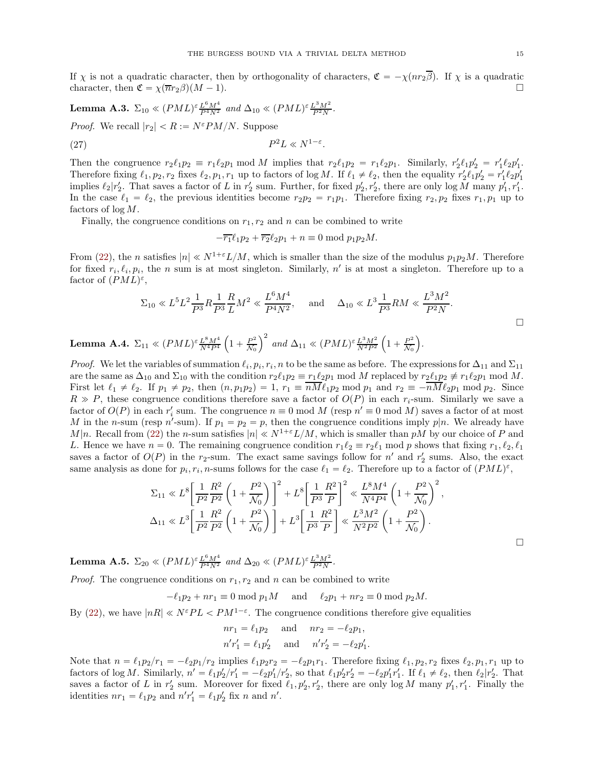If $\chi$ is not a quadratic character, then by orthogonality of characters, $\mathfrak{C} = -\chi(nr_2\overline{\beta})$. If $\chi$ is a quadratic character, then $\mathfrak{C} = \chi(\overline{n}r_2\beta)(M-1)$. □

**Lemma A.3.** $\Sigma_{10} \ll (PML)^\varepsilon \frac{L^6M^4}{P^4N^2}$ *and* $\Delta_{10} \ll (PML)^\varepsilon \frac{L^3M^2}{P^2N}$.

*Proof.* We recall $|r_2| < R := N^\varepsilon PM/N$. Suppose

$$P^2L \ll N^{1-\varepsilon}. \tag{27}$$

Then the congruence $r_2\ell_1p_2 \equiv r_1\ell_2p_1 \bmod M$ implies that $r_2\ell_1p_2 = r_1\ell_2p_1$. Similarly, $r_2'\ell_1p_2' = r_1'\ell_2p_1'$. Therefore fixing $\ell_1, p_2, r_2$ fixes $\ell_2, p_1, r_1$ up to factors of $\log M$. If $\ell_1 \neq \ell_2$, then the equality $r_2'\ell_1p_2' = r_1'\ell_2p_1'$ implies $\ell_2|r_2'$. That saves a factor of $L$ in $r_2'$ sum. Further, for fixed $p_2', r_2'$, there are only $\log M$ many $p_1', r_1'$. In the case $\ell_1 = \ell_2$, the previous identities become $r_2p_2 = r_1p_1$. Therefore fixing $r_2, p_2$ fixes $r_1, p_1$ up to factors of $\log M$.

Finally, the congruence conditions on $r_1, r_2$ and $n$ can be combined to write

$$-\overline{r_1}\ell_1p_2 + \overline{r_2}\ell_2p_1 + n \equiv 0 \bmod p_1p_2M.$$

From (22), the $n$ satisfies $|n| \ll N^{1+\varepsilon}L/M$, which is smaller than the size of the modulus $p_1p_2M$. Therefore for fixed $r_i, \ell_i, p_i$, the $n$ sum is at most singleton. Similarly, $n'$ is at most a singleton. Therefore up to a factor of $(PML)^\varepsilon$,

$$\Sigma_{10} \ll L^5L^2\frac{1}{P^3}R\frac{1}{P^3}\frac{R}{L}M^2 \ll \frac{L^6M^4}{P^4N^2}, \quad \text{and} \quad \Delta_{10} \ll L^3\frac{1}{P^3}RM \ll \frac{L^3M^2}{P^2N}.$$

□

**Lemma A.4.** $\Sigma_{11} \ll (PML)^\varepsilon \frac{L^8M^4}{N^4P^4}\left(1 + \frac{P^2}{\mathcal{N}_0}\right)^2$ *and* $\Delta_{11} \ll (PML)^\varepsilon \frac{L^3M^2}{N^2P^2}\left(1 + \frac{P^2}{\mathcal{N}_0}\right)$.

*Proof.* We let the variables of summation $\ell_i, p_i, r_i, n$ to be the same as before. The expressions for $\Delta_{11}$ and $\Sigma_{11}$ are the same as $\Delta_{10}$ and $\Sigma_{10}$ with the condition $r_2\ell_1p_2 \equiv r_1\ell_2p_1 \bmod M$ replaced by $r_2\ell_1p_2 \not\equiv r_1\ell_2p_1 \bmod M$. First let $\ell_1 \neq \ell_2$. If $p_1 \neq p_2$, then $(n, p_1p_2) = 1$, $r_1 \equiv \overline{nM}\ell_1p_2 \bmod p_1$ and $r_2 \equiv -\overline{nM}\ell_2p_1 \bmod p_2$. Since $R \gg P$, these congruence conditions therefore save a factor of $O(P)$ in each $r_i$-sum. Similarly we save a factor of $O(P)$ in each $r_i'$ sum. The congruence $n \equiv 0 \bmod M$ (resp $n' \equiv 0 \bmod M$) saves a factor of at most $M$ in the $n$-sum (resp $n'$-sum). If $p_1 = p_2 = p$, then the congruence conditions imply $p|n$. We already have $M|n$. Recall from (22) the $n$-sum satisfies $|n| \ll N^{1+\varepsilon}L/M$, which is smaller than $pM$ by our choice of $P$ and $L$. Hence we have $n = 0$. The remaining congruence condition $r_1\ell_2 \equiv r_2\ell_1 \bmod p$ shows that fixing $r_1, \ell_2, \ell_1$ saves a factor of $O(P)$ in the $r_2$-sum. The exact same savings follow for $n'$ and $r_2'$ sums. Also, the exact same analysis as done for $p_i, r_i, n$-sums follows for the case $\ell_1 = \ell_2$. Therefore up to a factor of $(PML)^\varepsilon$,

$$\Sigma_{11} \ll L^8\left[\frac{1}{P^2}\frac{R^2}{P^2}\left(1 + \frac{P^2}{\mathcal{N}_0}\right)\right]^2 + L^8\left[\frac{1}{P^3}\frac{R^2}{P}\right]^2 \ll \frac{L^8M^4}{N^4P^4}\left(1 + \frac{P^2}{\mathcal{N}_0}\right)^2,$$

$$\Delta_{11} \ll L^3\left[\frac{1}{P^2}\frac{R^2}{P^2}\left(1 + \frac{P^2}{\mathcal{N}_0}\right)\right] + L^3\left[\frac{1}{P^3}\frac{R^2}{P}\right] \ll \frac{L^3M^2}{N^2P^2}\left(1 + \frac{P^2}{\mathcal{N}_0}\right).$$

□

**Lemma A.5.** $\Sigma_{20} \ll (PML)^\varepsilon \frac{L^6M^4}{P^4N^2}$ *and* $\Delta_{20} \ll (PML)^\varepsilon \frac{L^3M^2}{P^2N}$.

*Proof.* The congruence conditions on $r_1, r_2$ and $n$ can be combined to write

$$-\ell_1p_2 + nr_1 \equiv 0 \bmod p_1M \quad \text{and} \quad \ell_2p_1 + nr_2 \equiv 0 \bmod p_2M.$$

By (22), we have $|nR| \ll N^\varepsilon PL < PM^{1-\varepsilon}$. The congruence conditions therefore give equalities

$$nr_1 = \ell_1p_2 \quad \text{and} \quad nr_2 = -\ell_2p_1,$$
$$n'r_1' = \ell_1p_2' \quad \text{and} \quad n'r_2' = -\ell_2p_1'.$$

Note that $n = \ell_1p_2/r_1 = -\ell_2p_1/r_2$ implies $\ell_1p_2r_2 = -\ell_2p_1r_1$. Therefore fixing $\ell_1, p_2, r_2$ fixes $\ell_2, p_1, r_1$ up to factors of $\log M$. Similarly, $n' = \ell_1p_2'/r_1' = -\ell_2p_1'/r_2'$, so that $\ell_1p_2'r_2' = -\ell_2p_1'r_1'$. If $\ell_1 \neq \ell_2$, then $\ell_2|r_2'$. That saves a factor of $L$ in $r_2'$ sum. Moreover for fixed $\ell_1, p_2', r_2'$, there are only $\log M$ many $p_1', r_1'$. Finally the identities $nr_1 = \ell_1p_2$ and $n'r_1' = \ell_1p_2'$ fix $n$ and $n'$.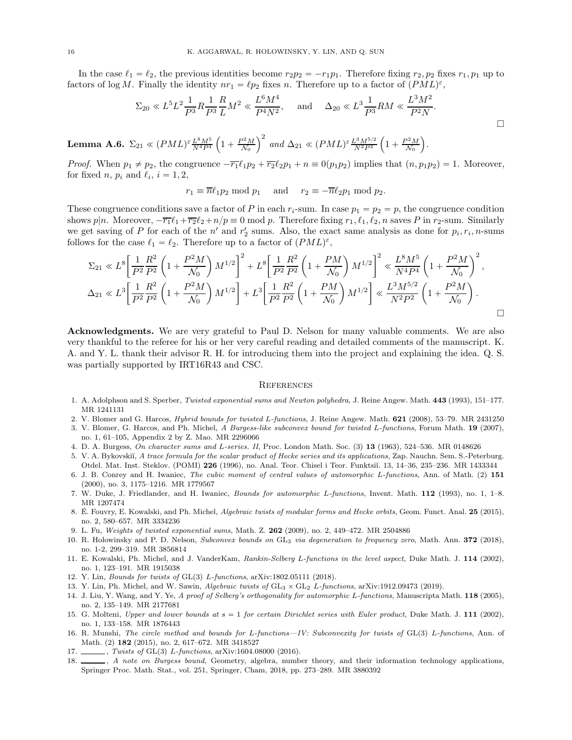In the case $\ell_1 = \ell_2$, the previous identities become $r_2 p_2 = -r_1 p_1$. Therefore fixing $r_2, p_2$ fixes $r_1, p_1$ up to factors of $\log M$. Finally the identity $nr_1 = \ell p_2$ fixes $n$. Therefore up to a factor of $(PML)^\varepsilon$,

$$\Sigma_{20} \ll L^5 L^2 \frac{1}{P^3} R \frac{1}{P^3} \frac{R}{L} M^2 \ll \frac{L^6 M^4}{P^4 N^2}, \quad \text{and} \quad \Delta_{20} \ll L^3 \frac{1}{P^3} RM \ll \frac{L^3 M^2}{P^2 N}.$$

□

**Lemma A.6.** $\Sigma_{21} \ll (PML)^\varepsilon \frac{L^8 M^5}{N^4 P^4} \left(1 + \frac{P^2 M}{\mathcal{N}_0}\right)^2$ *and* $\Delta_{21} \ll (PML)^\varepsilon \frac{L^3 M^{5/2}}{N^2 P^2} \left(1 + \frac{P^2 M}{\mathcal{N}_0}\right)$.

*Proof.* When $p_1 \neq p_2$, the congruence $-\overline{r_1}\ell_1 p_2 + \overline{r_2}\ell_2 p_1 + n \equiv 0 (p_1 p_2)$ implies that $(n, p_1 p_2) = 1$. Moreover, for fixed $n$, $p_i$ and $\ell_i$, $i = 1, 2$,

$$r_1 \equiv \overline{n}\ell_1 p_2 \bmod p_1 \quad \text{and} \quad r_2 \equiv -\overline{n}\ell_2 p_1 \bmod p_2.$$

These congruence conditions save a factor of $P$ in each $r_i$-sum. In case $p_1 = p_2 = p$, the congruence condition shows $p|n$. Moreover, $-\overline{r_1}\ell_1 + \overline{r_2}\ell_2 + n/p \equiv 0 \bmod p$. Therefore fixing $r_1, \ell_1, \ell_2, n$ saves $P$ in $r_2$-sum. Similarly we get saving of $P$ for each of the $n'$ and $r_2'$ sums. Also, the exact same analysis as done for $p_i, r_i, n$-sums follows for the case $\ell_1 = \ell_2$. Therefore up to a factor of $(PML)^\varepsilon$,

$$\Sigma_{21} \ll L^8 \left[ \frac{1}{P^2} \frac{R^2}{P^2} \left(1 + \frac{P^2 M}{\mathcal{N}_0}\right) M^{1/2} \right]^2 + L^8 \left[ \frac{1}{P^2} \frac{R^2}{P^2} \left(1 + \frac{PM}{\mathcal{N}_0}\right) M^{1/2} \right]^2 \ll \frac{L^8 M^5}{N^4 P^4} \left(1 + \frac{P^2 M}{\mathcal{N}_0}\right)^2,$$

$$\Delta_{21} \ll L^3 \left[ \frac{1}{P^2} \frac{R^2}{P^2} \left(1 + \frac{P^2 M}{\mathcal{N}_0}\right) M^{1/2} \right] + L^3 \left[ \frac{1}{P^2} \frac{R^2}{P^2} \left(1 + \frac{PM}{\mathcal{N}_0}\right) M^{1/2} \right] \ll \frac{L^3 M^{5/2}}{N^2 P^2} \left(1 + \frac{P^2 M}{\mathcal{N}_0}\right).$$

□

**Acknowledgments.** We are very grateful to Paul D. Nelson for many valuable comments. We are also very thankful to the referee for his or her very careful reading and detailed comments of the manuscript. K. A. and Y. L. thank their advisor R. H. for introducing them into the project and explaining the idea. Q. S. was partially supported by IRT16R43 and CSC.

## References

1. A. Adolphson and S. Sperber, *Twisted exponential sums and Newton polyhedra*, J. Reine Angew. Math. **443** (1993), 151–177. MR 1241131
2. V. Blomer and G. Harcos, *Hybrid bounds for twisted L-functions*, J. Reine Angew. Math. **621** (2008), 53–79. MR 2431250
3. V. Blomer, G. Harcos, and Ph. Michel, *A Burgess-like subconvex bound for twisted L-functions*, Forum Math. **19** (2007), no. 1, 61–105, Appendix 2 by Z. Mao. MR 2296066
4. D. A. Burgess, *On character sums and L-series. II*, Proc. London Math. Soc. (3) **13** (1963), 524–536. MR 0148626
5. V. A. Bykovskiĭ, *A trace formula for the scalar product of Hecke series and its applications*, Zap. Nauchn. Sem. S.-Peterburg. Otdel. Mat. Inst. Steklov. (POMI) **226** (1996), no. Anal. Teor. Chisel i Teor. Funktsiĭ. 13, 14–36, 235–236. MR 1433344
6. J. B. Conrey and H. Iwaniec, *The cubic moment of central values of automorphic L-functions*, Ann. of Math. (2) **151** (2000), no. 3, 1175–1216. MR 1779567
7. W. Duke, J. Friedlander, and H. Iwaniec, *Bounds for automorphic L-functions*, Invent. Math. **112** (1993), no. 1, 1–8. MR 1207474
8. É. Fouvry, E. Kowalski, and Ph. Michel, *Algebraic twists of modular forms and Hecke orbits*, Geom. Funct. Anal. **25** (2015), no. 2, 580–657. MR 3334236
9. L. Fu, *Weights of twisted exponential sums*, Math. Z. **262** (2009), no. 2, 449–472. MR 2504886
10. R. Holowinsky and P. D. Nelson, *Subconvex bounds on* GL3 *via degeneration to frequency zero*, Math. Ann. **372** (2018), no. 1-2, 299–319. MR 3856814
11. E. Kowalski, Ph. Michel, and J. VanderKam, *Rankin-Selberg L-functions in the level aspect*, Duke Math. J. **114** (2002), no. 1, 123–191. MR 1915038
12. Y. Lin, *Bounds for twists of* GL(3) *L-functions*, arXiv:1802.05111 (2018).
13. Y. Lin, Ph. Michel, and W. Sawin, *Algebraic twists of* GL3 × GL2 *L-functions*, arXiv:1912.09473 (2019).
14. J. Liu, Y. Wang, and Y. Ye, *A proof of Selberg's orthogonality for automorphic L-functions*, Manuscripta Math. **118** (2005), no. 2, 135–149. MR 2177681
15. G. Molteni, *Upper and lower bounds at s = 1 for certain Dirichlet series with Euler product*, Duke Math. J. **111** (2002), no. 1, 133–158. MR 1876443
16. R. Munshi, *The circle method and bounds for L-functions—IV: Subconvexity for twists of* GL(3) *L-functions*, Ann. of Math. (2) **182** (2015), no. 2, 617–672. MR 3418527
17. ______, *Twists of* GL(3) *L-functions*, arXiv:1604.08000 (2016).
18. ______, *A note on Burgess bound*, Geometry, algebra, number theory, and their information technology applications, Springer Proc. Math. Stat., vol. 251, Springer, Cham, 2018, pp. 273–289. MR 3880392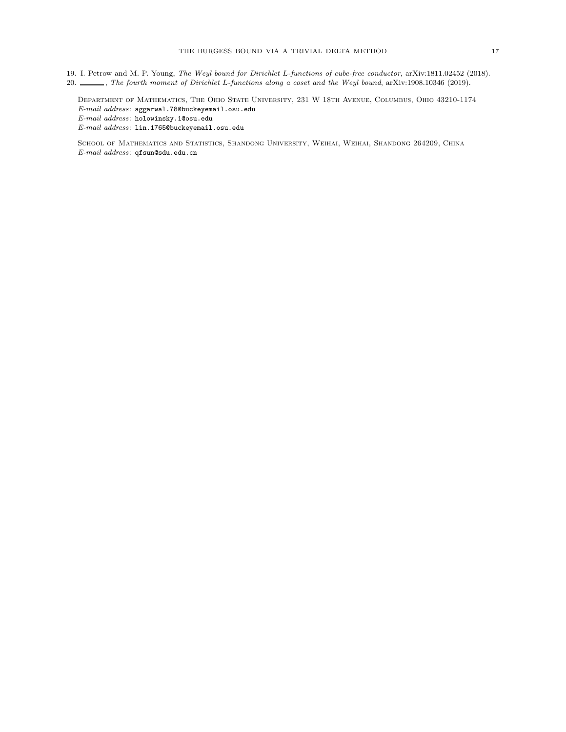19. I. Petrow and M. P. Young, *The Weyl bound for Dirichlet L-functions of cube-free conductor*, arXiv:1811.02452 (2018).
20. ______, *The fourth moment of Dirichlet L-functions along a coset and the Weyl bound*, arXiv:1908.10346 (2019).

Department of Mathematics, The Ohio State University, 231 W 18th Avenue, Columbus, Ohio 43210-1174
*E-mail address*: aggarwal.78@buckeyemail.osu.edu
*E-mail address*: holowinsky.1@osu.edu
*E-mail address*: lin.1765@buckeyemail.osu.edu

School of Mathematics and Statistics, Shandong University, Weihai, Weihai, Shandong 264209, China
*E-mail address*: qfsun@sdu.edu.cn